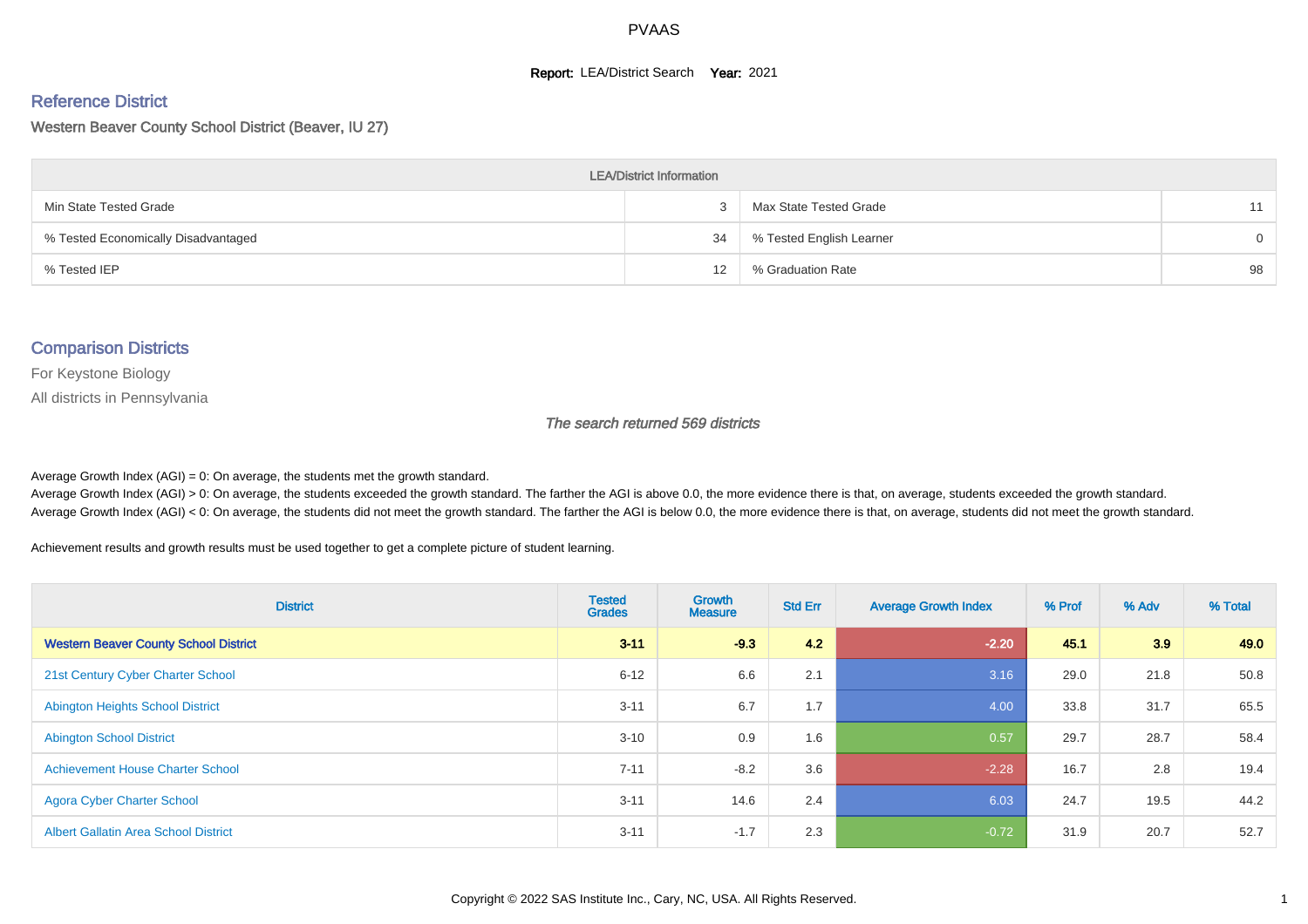PVAAS

**Report:** LEA/District Search **Year:** 2021

## Reference District

Western Beaver County School District (Beaver, IU 27)

| LEA/District Information | | | |
|---|---|---|---|
| Min State Tested Grade | 3 | Max State Tested Grade | 11 |
| % Tested Economically Disadvantaged | 34 | % Tested English Learner | 0 |
| % Tested IEP | 12 | % Graduation Rate | 98 |

## Comparison Districts

For Keystone Biology

All districts in Pennsylvania

*The search returned 569 districts*

Average Growth Index (AGI) = 0: On average, the students met the growth standard.
Average Growth Index (AGI) > 0: On average, the students exceeded the growth standard. The farther the AGI is above 0.0, the more evidence there is that, on average, students exceeded the growth standard.
Average Growth Index (AGI) < 0: On average, the students did not meet the growth standard. The farther the AGI is below 0.0, the more evidence there is that, on average, students did not meet the growth standard.

Achievement results and growth results must be used together to get a complete picture of student learning.

| District | Tested Grades | Growth Measure | Std Err | Average Growth Index | % Prof | % Adv | % Total |
|---|---|---|---|---|---|---|---|
| **Western Beaver County School District** | **3-11** | **-9.3** | **4.2** | **-2.20** | **45.1** | **3.9** | **49.0** |
| 21st Century Cyber Charter School | 6-12 | 6.6 | 2.1 | 3.16 | 29.0 | 21.8 | 50.8 |
| Abington Heights School District | 3-11 | 6.7 | 1.7 | 4.00 | 33.8 | 31.7 | 65.5 |
| Abington School District | 3-10 | 0.9 | 1.6 | 0.57 | 29.7 | 28.7 | 58.4 |
| Achievement House Charter School | 7-11 | -8.2 | 3.6 | -2.28 | 16.7 | 2.8 | 19.4 |
| Agora Cyber Charter School | 3-11 | 14.6 | 2.4 | 6.03 | 24.7 | 19.5 | 44.2 |
| Albert Gallatin Area School District | 3-11 | -1.7 | 2.3 | -0.72 | 31.9 | 20.7 | 52.7 |

Copyright © 2022 SAS Institute Inc., Cary, NC, USA. All Rights Reserved.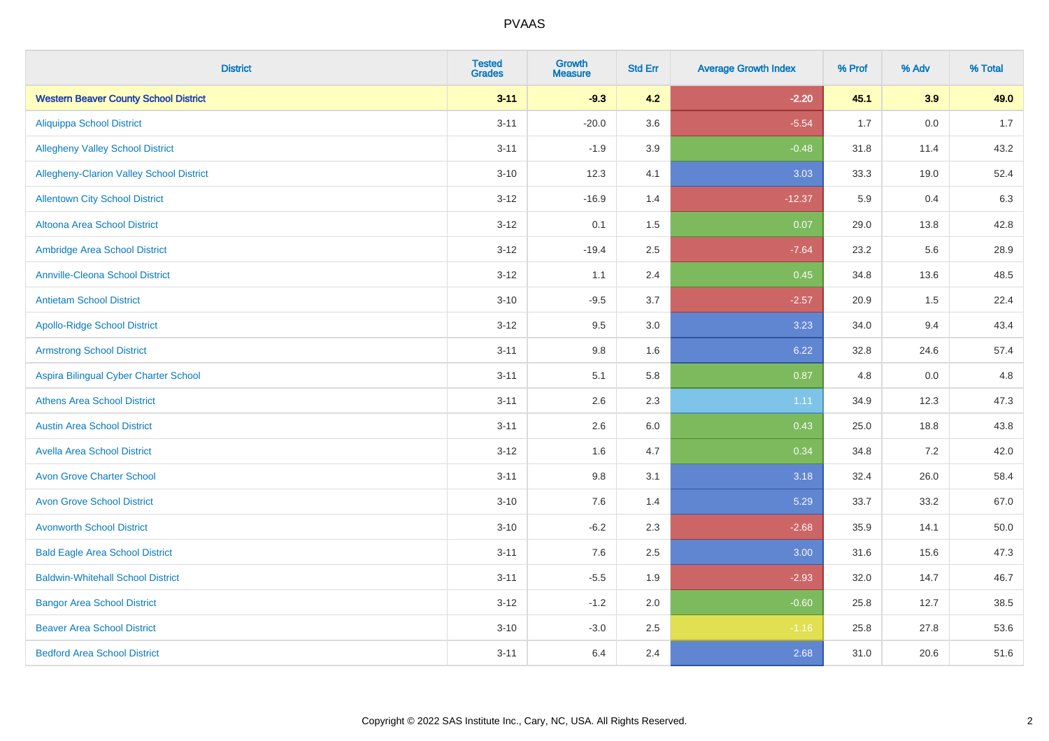| District | Tested Grades | Growth Measure | Std Err | Average Growth Index | % Prof | % Adv | % Total |
|---|---|---|---|---|---|---|---|
| **Western Beaver County School District** | **3-11** | **-9.3** | **4.2** | **-2.20** | **45.1** | **3.9** | **49.0** |
| Aliquippa School District | 3-11 | -20.0 | 3.6 | -5.54 | 1.7 | 0.0 | 1.7 |
| Allegheny Valley School District | 3-11 | -1.9 | 3.9 | -0.48 | 31.8 | 11.4 | 43.2 |
| Allegheny-Clarion Valley School District | 3-10 | 12.3 | 4.1 | 3.03 | 33.3 | 19.0 | 52.4 |
| Allentown City School District | 3-12 | -16.9 | 1.4 | -12.37 | 5.9 | 0.4 | 6.3 |
| Altoona Area School District | 3-12 | 0.1 | 1.5 | 0.07 | 29.0 | 13.8 | 42.8 |
| Ambridge Area School District | 3-12 | -19.4 | 2.5 | -7.64 | 23.2 | 5.6 | 28.9 |
| Annville-Cleona School District | 3-12 | 1.1 | 2.4 | 0.45 | 34.8 | 13.6 | 48.5 |
| Antietam School District | 3-10 | -9.5 | 3.7 | -2.57 | 20.9 | 1.5 | 22.4 |
| Apollo-Ridge School District | 3-12 | 9.5 | 3.0 | 3.23 | 34.0 | 9.4 | 43.4 |
| Armstrong School District | 3-11 | 9.8 | 1.6 | 6.22 | 32.8 | 24.6 | 57.4 |
| Aspira Bilingual Cyber Charter School | 3-11 | 5.1 | 5.8 | 0.87 | 4.8 | 0.0 | 4.8 |
| Athens Area School District | 3-11 | 2.6 | 2.3 | 1.11 | 34.9 | 12.3 | 47.3 |
| Austin Area School District | 3-11 | 2.6 | 6.0 | 0.43 | 25.0 | 18.8 | 43.8 |
| Avella Area School District | 3-12 | 1.6 | 4.7 | 0.34 | 34.8 | 7.2 | 42.0 |
| Avon Grove Charter School | 3-11 | 9.8 | 3.1 | 3.18 | 32.4 | 26.0 | 58.4 |
| Avon Grove School District | 3-10 | 7.6 | 1.4 | 5.29 | 33.7 | 33.2 | 67.0 |
| Avonworth School District | 3-10 | -6.2 | 2.3 | -2.68 | 35.9 | 14.1 | 50.0 |
| Bald Eagle Area School District | 3-11 | 7.6 | 2.5 | 3.00 | 31.6 | 15.6 | 47.3 |
| Baldwin-Whitehall School District | 3-11 | -5.5 | 1.9 | -2.93 | 32.0 | 14.7 | 46.7 |
| Bangor Area School District | 3-12 | -1.2 | 2.0 | -0.60 | 25.8 | 12.7 | 38.5 |
| Beaver Area School District | 3-10 | -3.0 | 2.5 | -1.16 | 25.8 | 27.8 | 53.6 |
| Bedford Area School District | 3-11 | 6.4 | 2.4 | 2.68 | 31.0 | 20.6 | 51.6 |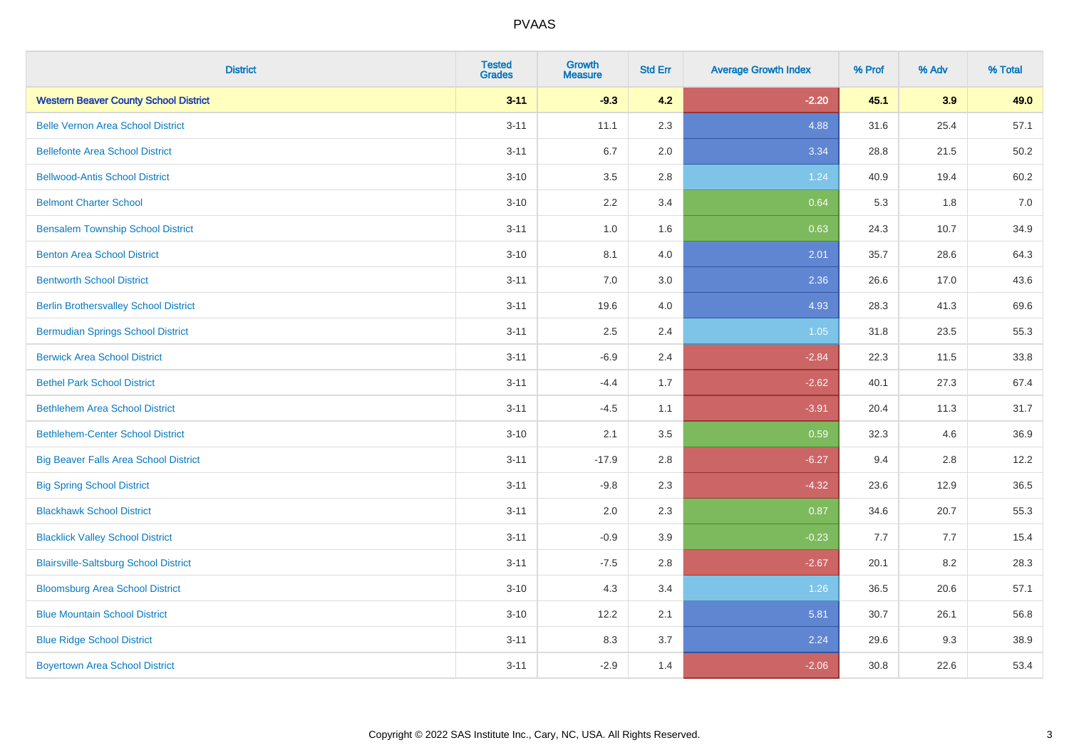# PVAAS

| District | Tested Grades | Growth Measure | Std Err | Average Growth Index | % Prof | % Adv | % Total |
|---|---|---|---|---|---|---|---|
| **Western Beaver County School District** | **3-11** | **-9.3** | **4.2** | **-2.20** | **45.1** | **3.9** | **49.0** |
| Belle Vernon Area School District | 3-11 | 11.1 | 2.3 | 4.88 | 31.6 | 25.4 | 57.1 |
| Bellefonte Area School District | 3-11 | 6.7 | 2.0 | 3.34 | 28.8 | 21.5 | 50.2 |
| Bellwood-Antis School District | 3-10 | 3.5 | 2.8 | 1.24 | 40.9 | 19.4 | 60.2 |
| Belmont Charter School | 3-10 | 2.2 | 3.4 | 0.64 | 5.3 | 1.8 | 7.0 |
| Bensalem Township School District | 3-11 | 1.0 | 1.6 | 0.63 | 24.3 | 10.7 | 34.9 |
| Benton Area School District | 3-10 | 8.1 | 4.0 | 2.01 | 35.7 | 28.6 | 64.3 |
| Bentworth School District | 3-11 | 7.0 | 3.0 | 2.36 | 26.6 | 17.0 | 43.6 |
| Berlin Brothersvalley School District | 3-11 | 19.6 | 4.0 | 4.93 | 28.3 | 41.3 | 69.6 |
| Bermudian Springs School District | 3-11 | 2.5 | 2.4 | 1.05 | 31.8 | 23.5 | 55.3 |
| Berwick Area School District | 3-11 | -6.9 | 2.4 | -2.84 | 22.3 | 11.5 | 33.8 |
| Bethel Park School District | 3-11 | -4.4 | 1.7 | -2.62 | 40.1 | 27.3 | 67.4 |
| Bethlehem Area School District | 3-11 | -4.5 | 1.1 | -3.91 | 20.4 | 11.3 | 31.7 |
| Bethlehem-Center School District | 3-10 | 2.1 | 3.5 | 0.59 | 32.3 | 4.6 | 36.9 |
| Big Beaver Falls Area School District | 3-11 | -17.9 | 2.8 | -6.27 | 9.4 | 2.8 | 12.2 |
| Big Spring School District | 3-11 | -9.8 | 2.3 | -4.32 | 23.6 | 12.9 | 36.5 |
| Blackhawk School District | 3-11 | 2.0 | 2.3 | 0.87 | 34.6 | 20.7 | 55.3 |
| Blacklick Valley School District | 3-11 | -0.9 | 3.9 | -0.23 | 7.7 | 7.7 | 15.4 |
| Blairsville-Saltsburg School District | 3-11 | -7.5 | 2.8 | -2.67 | 20.1 | 8.2 | 28.3 |
| Bloomsburg Area School District | 3-10 | 4.3 | 3.4 | 1.26 | 36.5 | 20.6 | 57.1 |
| Blue Mountain School District | 3-10 | 12.2 | 2.1 | 5.81 | 30.7 | 26.1 | 56.8 |
| Blue Ridge School District | 3-11 | 8.3 | 3.7 | 2.24 | 29.6 | 9.3 | 38.9 |
| Boyertown Area School District | 3-11 | -2.9 | 1.4 | -2.06 | 30.8 | 22.6 | 53.4 |

Copyright © 2022 SAS Institute Inc., Cary, NC, USA. All Rights Reserved.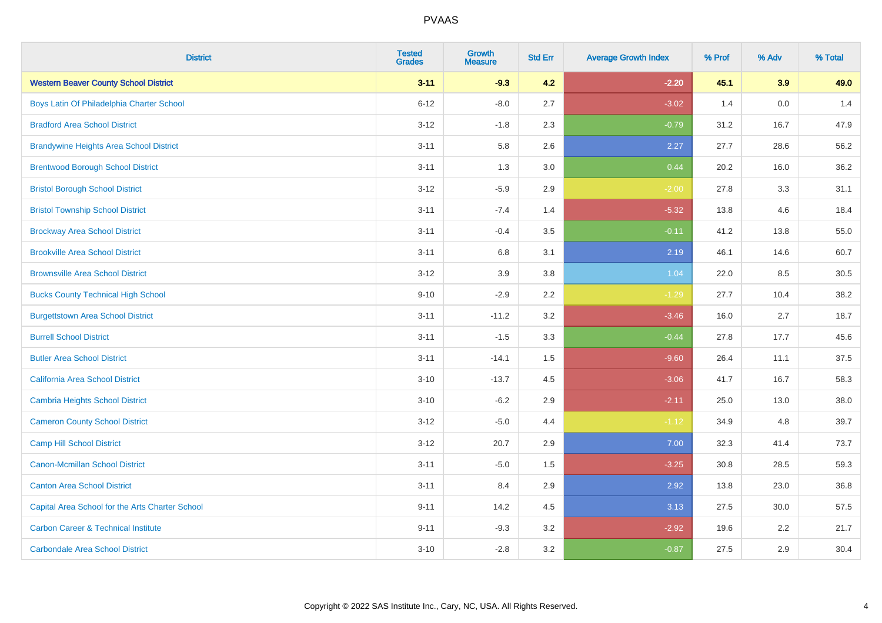# PVAAS

| District | Tested Grades | Growth Measure | Std Err | Average Growth Index | % Prof | % Adv | % Total |
|---|---|---|---|---|---|---|---|
| **Western Beaver County School District** | **3-11** | **-9.3** | **4.2** | **-2.20** | **45.1** | **3.9** | **49.0** |
| Boys Latin Of Philadelphia Charter School | 6-12 | -8.0 | 2.7 | -3.02 | 1.4 | 0.0 | 1.4 |
| Bradford Area School District | 3-12 | -1.8 | 2.3 | -0.79 | 31.2 | 16.7 | 47.9 |
| Brandywine Heights Area School District | 3-11 | 5.8 | 2.6 | 2.27 | 27.7 | 28.6 | 56.2 |
| Brentwood Borough School District | 3-11 | 1.3 | 3.0 | 0.44 | 20.2 | 16.0 | 36.2 |
| Bristol Borough School District | 3-12 | -5.9 | 2.9 | -2.00 | 27.8 | 3.3 | 31.1 |
| Bristol Township School District | 3-11 | -7.4 | 1.4 | -5.32 | 13.8 | 4.6 | 18.4 |
| Brockway Area School District | 3-11 | -0.4 | 3.5 | -0.11 | 41.2 | 13.8 | 55.0 |
| Brookville Area School District | 3-11 | 6.8 | 3.1 | 2.19 | 46.1 | 14.6 | 60.7 |
| Brownsville Area School District | 3-12 | 3.9 | 3.8 | 1.04 | 22.0 | 8.5 | 30.5 |
| Bucks County Technical High School | 9-10 | -2.9 | 2.2 | -1.29 | 27.7 | 10.4 | 38.2 |
| Burgettstown Area School District | 3-11 | -11.2 | 3.2 | -3.46 | 16.0 | 2.7 | 18.7 |
| Burrell School District | 3-11 | -1.5 | 3.3 | -0.44 | 27.8 | 17.7 | 45.6 |
| Butler Area School District | 3-11 | -14.1 | 1.5 | -9.60 | 26.4 | 11.1 | 37.5 |
| California Area School District | 3-10 | -13.7 | 4.5 | -3.06 | 41.7 | 16.7 | 58.3 |
| Cambria Heights School District | 3-10 | -6.2 | 2.9 | -2.11 | 25.0 | 13.0 | 38.0 |
| Cameron County School District | 3-12 | -5.0 | 4.4 | -1.12 | 34.9 | 4.8 | 39.7 |
| Camp Hill School District | 3-12 | 20.7 | 2.9 | 7.00 | 32.3 | 41.4 | 73.7 |
| Canon-Mcmillan School District | 3-11 | -5.0 | 1.5 | -3.25 | 30.8 | 28.5 | 59.3 |
| Canton Area School District | 3-11 | 8.4 | 2.9 | 2.92 | 13.8 | 23.0 | 36.8 |
| Capital Area School for the Arts Charter School | 9-11 | 14.2 | 4.5 | 3.13 | 27.5 | 30.0 | 57.5 |
| Carbon Career & Technical Institute | 9-11 | -9.3 | 3.2 | -2.92 | 19.6 | 2.2 | 21.7 |
| Carbondale Area School District | 3-10 | -2.8 | 3.2 | -0.87 | 27.5 | 2.9 | 30.4 |

Copyright © 2022 SAS Institute Inc., Cary, NC, USA. All Rights Reserved.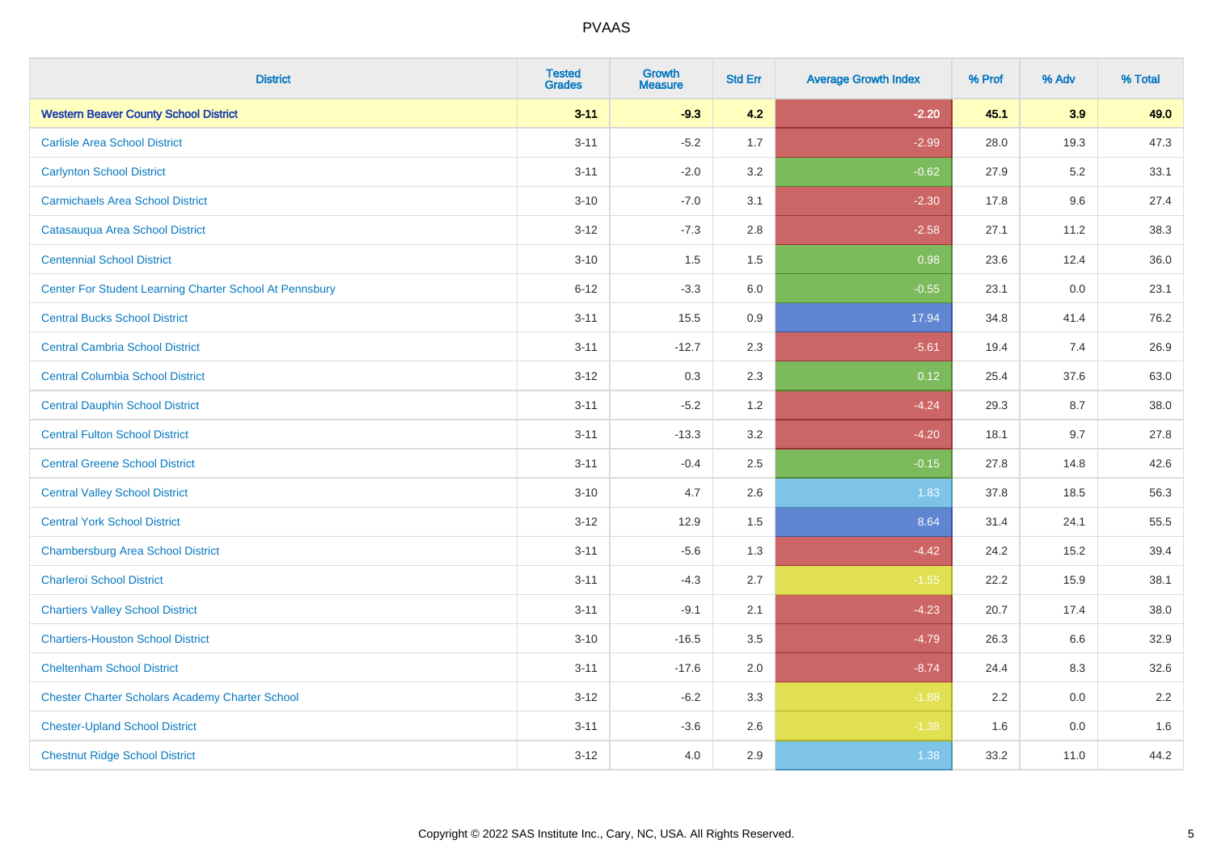| District | Tested Grades | Growth Measure | Std Err | Average Growth Index | % Prof | % Adv | % Total |
|---|---|---|---|---|---|---|---|
| **Western Beaver County School District** | **3-11** | **-9.3** | **4.2** | **-2.20** | **45.1** | **3.9** | **49.0** |
| Carlisle Area School District | 3-11 | -5.2 | 1.7 | -2.99 | 28.0 | 19.3 | 47.3 |
| Carlynton School District | 3-11 | -2.0 | 3.2 | -0.62 | 27.9 | 5.2 | 33.1 |
| Carmichaels Area School District | 3-10 | -7.0 | 3.1 | -2.30 | 17.8 | 9.6 | 27.4 |
| Catasauqua Area School District | 3-12 | -7.3 | 2.8 | -2.58 | 27.1 | 11.2 | 38.3 |
| Centennial School District | 3-10 | 1.5 | 1.5 | 0.98 | 23.6 | 12.4 | 36.0 |
| Center For Student Learning Charter School At Pennsbury | 6-12 | -3.3 | 6.0 | -0.55 | 23.1 | 0.0 | 23.1 |
| Central Bucks School District | 3-11 | 15.5 | 0.9 | 17.94 | 34.8 | 41.4 | 76.2 |
| Central Cambria School District | 3-11 | -12.7 | 2.3 | -5.61 | 19.4 | 7.4 | 26.9 |
| Central Columbia School District | 3-12 | 0.3 | 2.3 | 0.12 | 25.4 | 37.6 | 63.0 |
| Central Dauphin School District | 3-11 | -5.2 | 1.2 | -4.24 | 29.3 | 8.7 | 38.0 |
| Central Fulton School District | 3-11 | -13.3 | 3.2 | -4.20 | 18.1 | 9.7 | 27.8 |
| Central Greene School District | 3-11 | -0.4 | 2.5 | -0.15 | 27.8 | 14.8 | 42.6 |
| Central Valley School District | 3-10 | 4.7 | 2.6 | 1.83 | 37.8 | 18.5 | 56.3 |
| Central York School District | 3-12 | 12.9 | 1.5 | 8.64 | 31.4 | 24.1 | 55.5 |
| Chambersburg Area School District | 3-11 | -5.6 | 1.3 | -4.42 | 24.2 | 15.2 | 39.4 |
| Charleroi School District | 3-11 | -4.3 | 2.7 | -1.55 | 22.2 | 15.9 | 38.1 |
| Chartiers Valley School District | 3-11 | -9.1 | 2.1 | -4.23 | 20.7 | 17.4 | 38.0 |
| Chartiers-Houston School District | 3-10 | -16.5 | 3.5 | -4.79 | 26.3 | 6.6 | 32.9 |
| Cheltenham School District | 3-11 | -17.6 | 2.0 | -8.74 | 24.4 | 8.3 | 32.6 |
| Chester Charter Scholars Academy Charter School | 3-12 | -6.2 | 3.3 | -1.88 | 2.2 | 0.0 | 2.2 |
| Chester-Upland School District | 3-11 | -3.6 | 2.6 | -1.38 | 1.6 | 0.0 | 1.6 |
| Chestnut Ridge School District | 3-12 | 4.0 | 2.9 | 1.38 | 33.2 | 11.0 | 44.2 |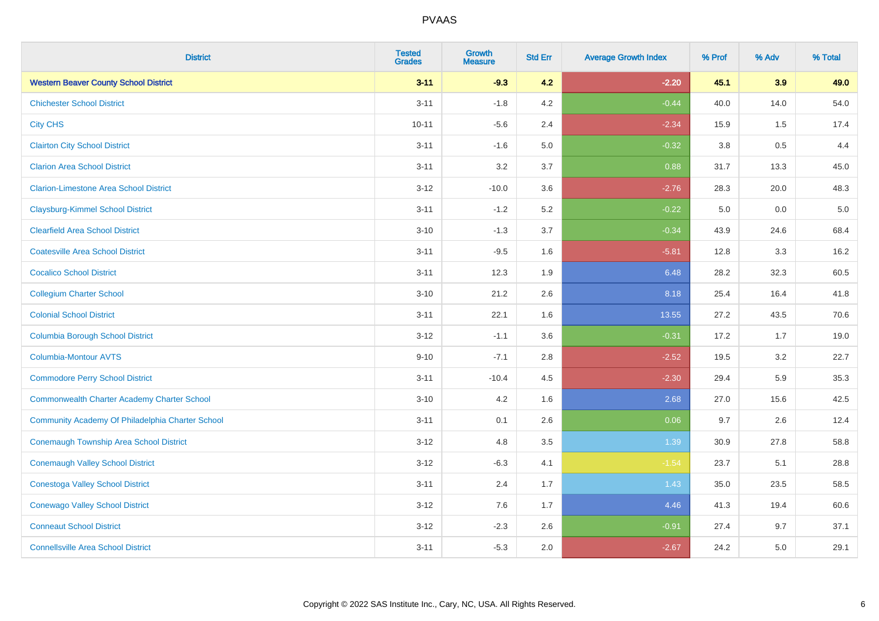# PVAAS

| District | Tested Grades | Growth Measure | Std Err | Average Growth Index | % Prof | % Adv | % Total |
|---|---|---|---|---|---|---|---|
| **Western Beaver County School District** | **3-11** | **-9.3** | **4.2** | **-2.20** | **45.1** | **3.9** | **49.0** |
| Chichester School District | 3-11 | -1.8 | 4.2 | -0.44 | 40.0 | 14.0 | 54.0 |
| City CHS | 10-11 | -5.6 | 2.4 | -2.34 | 15.9 | 1.5 | 17.4 |
| Clairton City School District | 3-11 | -1.6 | 5.0 | -0.32 | 3.8 | 0.5 | 4.4 |
| Clarion Area School District | 3-11 | 3.2 | 3.7 | 0.88 | 31.7 | 13.3 | 45.0 |
| Clarion-Limestone Area School District | 3-12 | -10.0 | 3.6 | -2.76 | 28.3 | 20.0 | 48.3 |
| Claysburg-Kimmel School District | 3-11 | -1.2 | 5.2 | -0.22 | 5.0 | 0.0 | 5.0 |
| Clearfield Area School District | 3-10 | -1.3 | 3.7 | -0.34 | 43.9 | 24.6 | 68.4 |
| Coatesville Area School District | 3-11 | -9.5 | 1.6 | -5.81 | 12.8 | 3.3 | 16.2 |
| Cocalico School District | 3-11 | 12.3 | 1.9 | 6.48 | 28.2 | 32.3 | 60.5 |
| Collegium Charter School | 3-10 | 21.2 | 2.6 | 8.18 | 25.4 | 16.4 | 41.8 |
| Colonial School District | 3-11 | 22.1 | 1.6 | 13.55 | 27.2 | 43.5 | 70.6 |
| Columbia Borough School District | 3-12 | -1.1 | 3.6 | -0.31 | 17.2 | 1.7 | 19.0 |
| Columbia-Montour AVTS | 9-10 | -7.1 | 2.8 | -2.52 | 19.5 | 3.2 | 22.7 |
| Commodore Perry School District | 3-11 | -10.4 | 4.5 | -2.30 | 29.4 | 5.9 | 35.3 |
| Commonwealth Charter Academy Charter School | 3-10 | 4.2 | 1.6 | 2.68 | 27.0 | 15.6 | 42.5 |
| Community Academy Of Philadelphia Charter School | 3-11 | 0.1 | 2.6 | 0.06 | 9.7 | 2.6 | 12.4 |
| Conemaugh Township Area School District | 3-12 | 4.8 | 3.5 | 1.39 | 30.9 | 27.8 | 58.8 |
| Conemaugh Valley School District | 3-12 | -6.3 | 4.1 | -1.54 | 23.7 | 5.1 | 28.8 |
| Conestoga Valley School District | 3-11 | 2.4 | 1.7 | 1.43 | 35.0 | 23.5 | 58.5 |
| Conewago Valley School District | 3-12 | 7.6 | 1.7 | 4.46 | 41.3 | 19.4 | 60.6 |
| Conneaut School District | 3-12 | -2.3 | 2.6 | -0.91 | 27.4 | 9.7 | 37.1 |
| Connellsville Area School District | 3-11 | -5.3 | 2.0 | -2.67 | 24.2 | 5.0 | 29.1 |

Copyright © 2022 SAS Institute Inc., Cary, NC, USA. All Rights Reserved.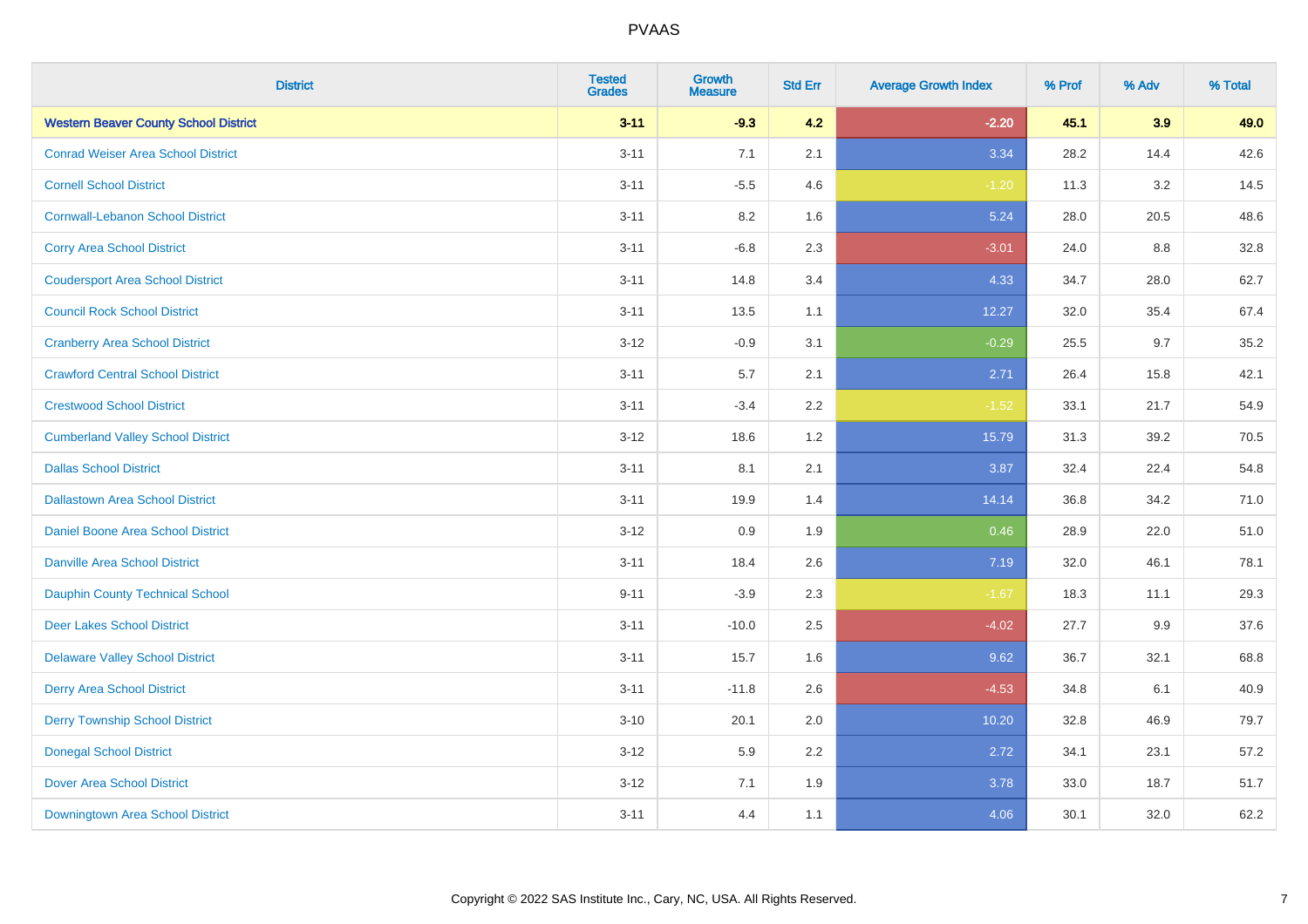# PVAAS

| District | Tested Grades | Growth Measure | Std Err | Average Growth Index | % Prof | % Adv | % Total |
|---|---|---|---|---|---|---|---|
| **Western Beaver County School District** | **3-11** | **-9.3** | **4.2** | **-2.20** | **45.1** | **3.9** | **49.0** |
| Conrad Weiser Area School District | 3-11 | 7.1 | 2.1 | 3.34 | 28.2 | 14.4 | 42.6 |
| Cornell School District | 3-11 | -5.5 | 4.6 | -1.20 | 11.3 | 3.2 | 14.5 |
| Cornwall-Lebanon School District | 3-11 | 8.2 | 1.6 | 5.24 | 28.0 | 20.5 | 48.6 |
| Corry Area School District | 3-11 | -6.8 | 2.3 | -3.01 | 24.0 | 8.8 | 32.8 |
| Coudersport Area School District | 3-11 | 14.8 | 3.4 | 4.33 | 34.7 | 28.0 | 62.7 |
| Council Rock School District | 3-11 | 13.5 | 1.1 | 12.27 | 32.0 | 35.4 | 67.4 |
| Cranberry Area School District | 3-12 | -0.9 | 3.1 | -0.29 | 25.5 | 9.7 | 35.2 |
| Crawford Central School District | 3-11 | 5.7 | 2.1 | 2.71 | 26.4 | 15.8 | 42.1 |
| Crestwood School District | 3-11 | -3.4 | 2.2 | -1.52 | 33.1 | 21.7 | 54.9 |
| Cumberland Valley School District | 3-12 | 18.6 | 1.2 | 15.79 | 31.3 | 39.2 | 70.5 |
| Dallas School District | 3-11 | 8.1 | 2.1 | 3.87 | 32.4 | 22.4 | 54.8 |
| Dallastown Area School District | 3-11 | 19.9 | 1.4 | 14.14 | 36.8 | 34.2 | 71.0 |
| Daniel Boone Area School District | 3-12 | 0.9 | 1.9 | 0.46 | 28.9 | 22.0 | 51.0 |
| Danville Area School District | 3-11 | 18.4 | 2.6 | 7.19 | 32.0 | 46.1 | 78.1 |
| Dauphin County Technical School | 9-11 | -3.9 | 2.3 | -1.67 | 18.3 | 11.1 | 29.3 |
| Deer Lakes School District | 3-11 | -10.0 | 2.5 | -4.02 | 27.7 | 9.9 | 37.6 |
| Delaware Valley School District | 3-11 | 15.7 | 1.6 | 9.62 | 36.7 | 32.1 | 68.8 |
| Derry Area School District | 3-11 | -11.8 | 2.6 | -4.53 | 34.8 | 6.1 | 40.9 |
| Derry Township School District | 3-10 | 20.1 | 2.0 | 10.20 | 32.8 | 46.9 | 79.7 |
| Donegal School District | 3-12 | 5.9 | 2.2 | 2.72 | 34.1 | 23.1 | 57.2 |
| Dover Area School District | 3-12 | 7.1 | 1.9 | 3.78 | 33.0 | 18.7 | 51.7 |
| Downingtown Area School District | 3-11 | 4.4 | 1.1 | 4.06 | 30.1 | 32.0 | 62.2 |

Copyright © 2022 SAS Institute Inc., Cary, NC, USA. All Rights Reserved.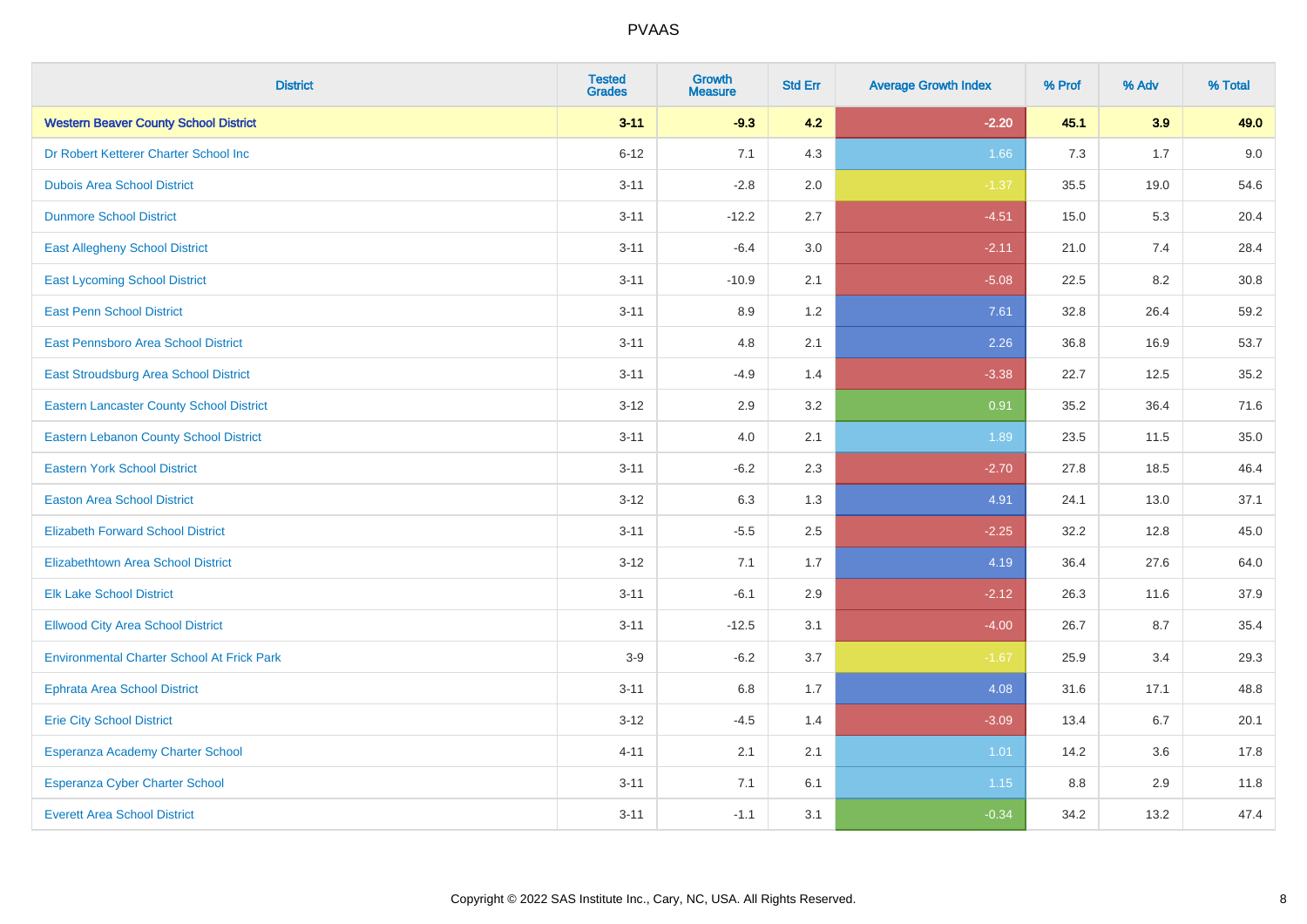PVAAS

| District | Tested Grades | Growth Measure | Std Err | Average Growth Index | % Prof | % Adv | % Total |
|---|---|---|---|---|---|---|---|
| **Western Beaver County School District** | **3-11** | **-9.3** | **4.2** | **-2.20** | **45.1** | **3.9** | **49.0** |
| Dr Robert Ketterer Charter School Inc | 6-12 | 7.1 | 4.3 | 1.66 | 7.3 | 1.7 | 9.0 |
| Dubois Area School District | 3-11 | -2.8 | 2.0 | -1.37 | 35.5 | 19.0 | 54.6 |
| Dunmore School District | 3-11 | -12.2 | 2.7 | -4.51 | 15.0 | 5.3 | 20.4 |
| East Allegheny School District | 3-11 | -6.4 | 3.0 | -2.11 | 21.0 | 7.4 | 28.4 |
| East Lycoming School District | 3-11 | -10.9 | 2.1 | -5.08 | 22.5 | 8.2 | 30.8 |
| East Penn School District | 3-11 | 8.9 | 1.2 | 7.61 | 32.8 | 26.4 | 59.2 |
| East Pennsboro Area School District | 3-11 | 4.8 | 2.1 | 2.26 | 36.8 | 16.9 | 53.7 |
| East Stroudsburg Area School District | 3-11 | -4.9 | 1.4 | -3.38 | 22.7 | 12.5 | 35.2 |
| Eastern Lancaster County School District | 3-12 | 2.9 | 3.2 | 0.91 | 35.2 | 36.4 | 71.6 |
| Eastern Lebanon County School District | 3-11 | 4.0 | 2.1 | 1.89 | 23.5 | 11.5 | 35.0 |
| Eastern York School District | 3-11 | -6.2 | 2.3 | -2.70 | 27.8 | 18.5 | 46.4 |
| Easton Area School District | 3-12 | 6.3 | 1.3 | 4.91 | 24.1 | 13.0 | 37.1 |
| Elizabeth Forward School District | 3-11 | -5.5 | 2.5 | -2.25 | 32.2 | 12.8 | 45.0 |
| Elizabethtown Area School District | 3-12 | 7.1 | 1.7 | 4.19 | 36.4 | 27.6 | 64.0 |
| Elk Lake School District | 3-11 | -6.1 | 2.9 | -2.12 | 26.3 | 11.6 | 37.9 |
| Ellwood City Area School District | 3-11 | -12.5 | 3.1 | -4.00 | 26.7 | 8.7 | 35.4 |
| Environmental Charter School At Frick Park | 3-9 | -6.2 | 3.7 | -1.67 | 25.9 | 3.4 | 29.3 |
| Ephrata Area School District | 3-11 | 6.8 | 1.7 | 4.08 | 31.6 | 17.1 | 48.8 |
| Erie City School District | 3-12 | -4.5 | 1.4 | -3.09 | 13.4 | 6.7 | 20.1 |
| Esperanza Academy Charter School | 4-11 | 2.1 | 2.1 | 1.01 | 14.2 | 3.6 | 17.8 |
| Esperanza Cyber Charter School | 3-11 | 7.1 | 6.1 | 1.15 | 8.8 | 2.9 | 11.8 |
| Everett Area School District | 3-11 | -1.1 | 3.1 | -0.34 | 34.2 | 13.2 | 47.4 |

Copyright © 2022 SAS Institute Inc., Cary, NC, USA. All Rights Reserved.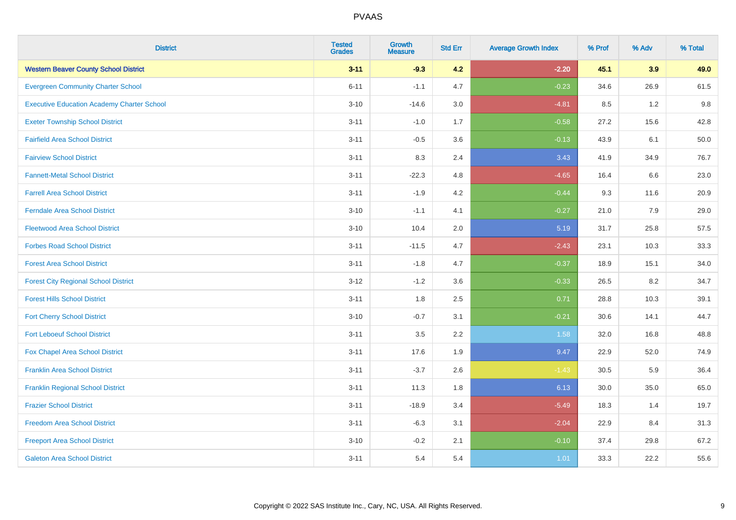# PVAAS

| District | Tested Grades | Growth Measure | Std Err | Average Growth Index | % Prof | % Adv | % Total |
|---|---|---|---|---|---|---|---|
| **Western Beaver County School District** | **3-11** | **-9.3** | **4.2** | **-2.20** | **45.1** | **3.9** | **49.0** |
| Evergreen Community Charter School | 6-11 | -1.1 | 4.7 | -0.23 | 34.6 | 26.9 | 61.5 |
| Executive Education Academy Charter School | 3-10 | -14.6 | 3.0 | -4.81 | 8.5 | 1.2 | 9.8 |
| Exeter Township School District | 3-11 | -1.0 | 1.7 | -0.58 | 27.2 | 15.6 | 42.8 |
| Fairfield Area School District | 3-11 | -0.5 | 3.6 | -0.13 | 43.9 | 6.1 | 50.0 |
| Fairview School District | 3-11 | 8.3 | 2.4 | 3.43 | 41.9 | 34.9 | 76.7 |
| Fannett-Metal School District | 3-11 | -22.3 | 4.8 | -4.65 | 16.4 | 6.6 | 23.0 |
| Farrell Area School District | 3-11 | -1.9 | 4.2 | -0.44 | 9.3 | 11.6 | 20.9 |
| Ferndale Area School District | 3-10 | -1.1 | 4.1 | -0.27 | 21.0 | 7.9 | 29.0 |
| Fleetwood Area School District | 3-10 | 10.4 | 2.0 | 5.19 | 31.7 | 25.8 | 57.5 |
| Forbes Road School District | 3-11 | -11.5 | 4.7 | -2.43 | 23.1 | 10.3 | 33.3 |
| Forest Area School District | 3-11 | -1.8 | 4.7 | -0.37 | 18.9 | 15.1 | 34.0 |
| Forest City Regional School District | 3-12 | -1.2 | 3.6 | -0.33 | 26.5 | 8.2 | 34.7 |
| Forest Hills School District | 3-11 | 1.8 | 2.5 | 0.71 | 28.8 | 10.3 | 39.1 |
| Fort Cherry School District | 3-10 | -0.7 | 3.1 | -0.21 | 30.6 | 14.1 | 44.7 |
| Fort Leboeuf School District | 3-11 | 3.5 | 2.2 | 1.58 | 32.0 | 16.8 | 48.8 |
| Fox Chapel Area School District | 3-11 | 17.6 | 1.9 | 9.47 | 22.9 | 52.0 | 74.9 |
| Franklin Area School District | 3-11 | -3.7 | 2.6 | -1.43 | 30.5 | 5.9 | 36.4 |
| Franklin Regional School District | 3-11 | 11.3 | 1.8 | 6.13 | 30.0 | 35.0 | 65.0 |
| Frazier School District | 3-11 | -18.9 | 3.4 | -5.49 | 18.3 | 1.4 | 19.7 |
| Freedom Area School District | 3-11 | -6.3 | 3.1 | -2.04 | 22.9 | 8.4 | 31.3 |
| Freeport Area School District | 3-10 | -0.2 | 2.1 | -0.10 | 37.4 | 29.8 | 67.2 |
| Galeton Area School District | 3-11 | 5.4 | 5.4 | 1.01 | 33.3 | 22.2 | 55.6 |

Copyright © 2022 SAS Institute Inc., Cary, NC, USA. All Rights Reserved.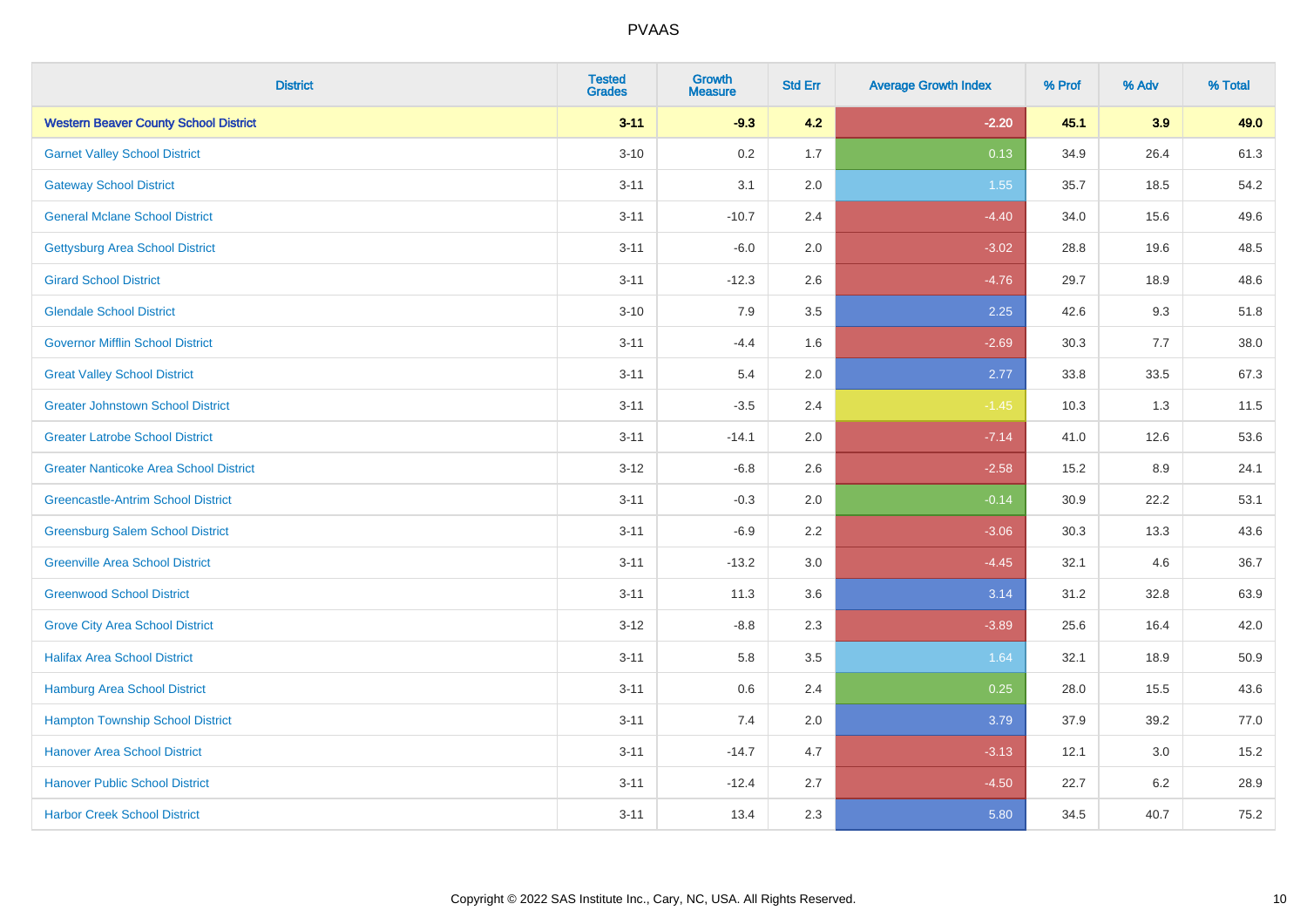| District | Tested Grades | Growth Measure | Std Err | Average Growth Index | % Prof | % Adv | % Total |
|---|---|---|---|---|---|---|---|
| **Western Beaver County School District** | **3-11** | **-9.3** | **4.2** | **-2.20** | **45.1** | **3.9** | **49.0** |
| Garnet Valley School District | 3-10 | 0.2 | 1.7 | 0.13 | 34.9 | 26.4 | 61.3 |
| Gateway School District | 3-11 | 3.1 | 2.0 | 1.55 | 35.7 | 18.5 | 54.2 |
| General Mclane School District | 3-11 | -10.7 | 2.4 | -4.40 | 34.0 | 15.6 | 49.6 |
| Gettysburg Area School District | 3-11 | -6.0 | 2.0 | -3.02 | 28.8 | 19.6 | 48.5 |
| Girard School District | 3-11 | -12.3 | 2.6 | -4.76 | 29.7 | 18.9 | 48.6 |
| Glendale School District | 3-10 | 7.9 | 3.5 | 2.25 | 42.6 | 9.3 | 51.8 |
| Governor Mifflin School District | 3-11 | -4.4 | 1.6 | -2.69 | 30.3 | 7.7 | 38.0 |
| Great Valley School District | 3-11 | 5.4 | 2.0 | 2.77 | 33.8 | 33.5 | 67.3 |
| Greater Johnstown School District | 3-11 | -3.5 | 2.4 | -1.45 | 10.3 | 1.3 | 11.5 |
| Greater Latrobe School District | 3-11 | -14.1 | 2.0 | -7.14 | 41.0 | 12.6 | 53.6 |
| Greater Nanticoke Area School District | 3-12 | -6.8 | 2.6 | -2.58 | 15.2 | 8.9 | 24.1 |
| Greencastle-Antrim School District | 3-11 | -0.3 | 2.0 | -0.14 | 30.9 | 22.2 | 53.1 |
| Greensburg Salem School District | 3-11 | -6.9 | 2.2 | -3.06 | 30.3 | 13.3 | 43.6 |
| Greenville Area School District | 3-11 | -13.2 | 3.0 | -4.45 | 32.1 | 4.6 | 36.7 |
| Greenwood School District | 3-11 | 11.3 | 3.6 | 3.14 | 31.2 | 32.8 | 63.9 |
| Grove City Area School District | 3-12 | -8.8 | 2.3 | -3.89 | 25.6 | 16.4 | 42.0 |
| Halifax Area School District | 3-11 | 5.8 | 3.5 | 1.64 | 32.1 | 18.9 | 50.9 |
| Hamburg Area School District | 3-11 | 0.6 | 2.4 | 0.25 | 28.0 | 15.5 | 43.6 |
| Hampton Township School District | 3-11 | 7.4 | 2.0 | 3.79 | 37.9 | 39.2 | 77.0 |
| Hanover Area School District | 3-11 | -14.7 | 4.7 | -3.13 | 12.1 | 3.0 | 15.2 |
| Hanover Public School District | 3-11 | -12.4 | 2.7 | -4.50 | 22.7 | 6.2 | 28.9 |
| Harbor Creek School District | 3-11 | 13.4 | 2.3 | 5.80 | 34.5 | 40.7 | 75.2 |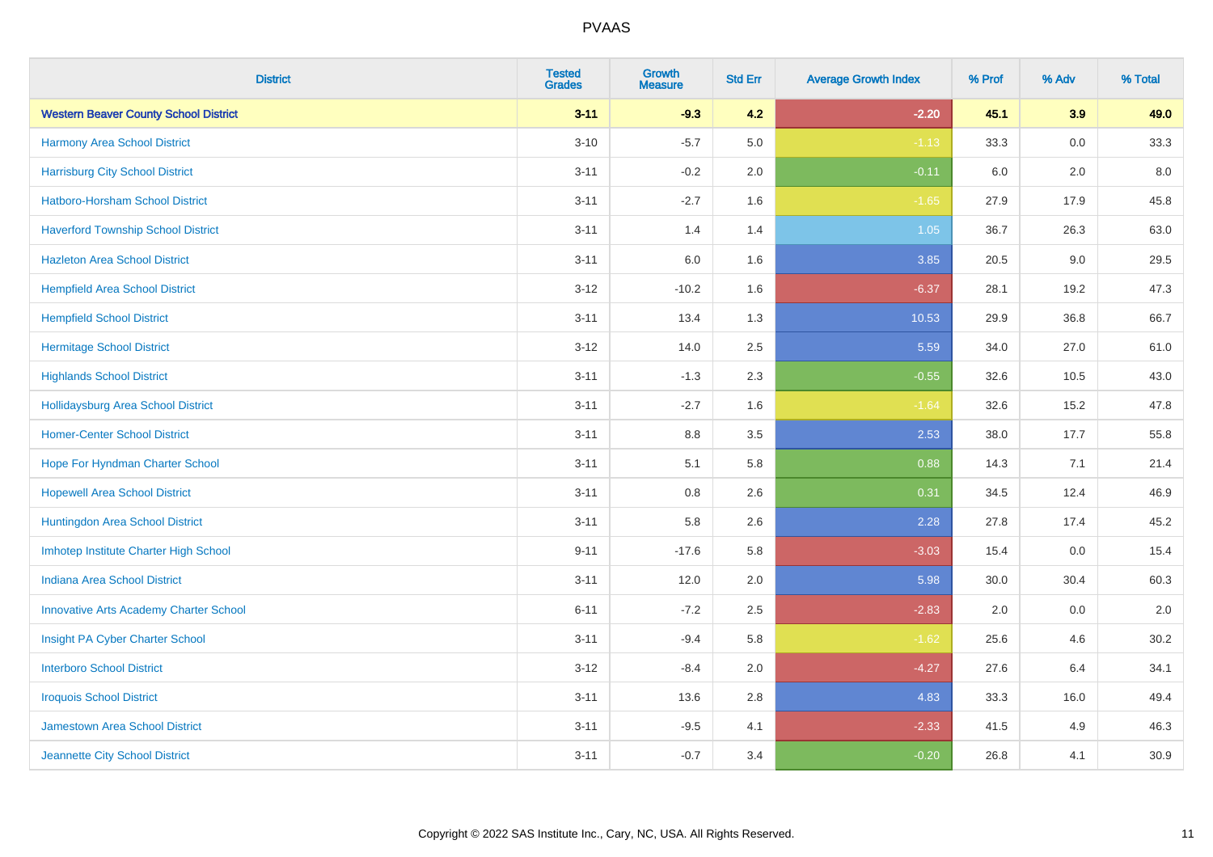| District | Tested Grades | Growth Measure | Std Err | Average Growth Index | % Prof | % Adv | % Total |
|---|---|---|---|---|---|---|---|
| **Western Beaver County School District** | **3-11** | **-9.3** | **4.2** | **-2.20** | **45.1** | **3.9** | **49.0** |
| Harmony Area School District | 3-10 | -5.7 | 5.0 | -1.13 | 33.3 | 0.0 | 33.3 |
| Harrisburg City School District | 3-11 | -0.2 | 2.0 | -0.11 | 6.0 | 2.0 | 8.0 |
| Hatboro-Horsham School District | 3-11 | -2.7 | 1.6 | -1.65 | 27.9 | 17.9 | 45.8 |
| Haverford Township School District | 3-11 | 1.4 | 1.4 | 1.05 | 36.7 | 26.3 | 63.0 |
| Hazleton Area School District | 3-11 | 6.0 | 1.6 | 3.85 | 20.5 | 9.0 | 29.5 |
| Hempfield Area School District | 3-12 | -10.2 | 1.6 | -6.37 | 28.1 | 19.2 | 47.3 |
| Hempfield School District | 3-11 | 13.4 | 1.3 | 10.53 | 29.9 | 36.8 | 66.7 |
| Hermitage School District | 3-12 | 14.0 | 2.5 | 5.59 | 34.0 | 27.0 | 61.0 |
| Highlands School District | 3-11 | -1.3 | 2.3 | -0.55 | 32.6 | 10.5 | 43.0 |
| Hollidaysburg Area School District | 3-11 | -2.7 | 1.6 | -1.64 | 32.6 | 15.2 | 47.8 |
| Homer-Center School District | 3-11 | 8.8 | 3.5 | 2.53 | 38.0 | 17.7 | 55.8 |
| Hope For Hyndman Charter School | 3-11 | 5.1 | 5.8 | 0.88 | 14.3 | 7.1 | 21.4 |
| Hopewell Area School District | 3-11 | 0.8 | 2.6 | 0.31 | 34.5 | 12.4 | 46.9 |
| Huntingdon Area School District | 3-11 | 5.8 | 2.6 | 2.28 | 27.8 | 17.4 | 45.2 |
| Imhotep Institute Charter High School | 9-11 | -17.6 | 5.8 | -3.03 | 15.4 | 0.0 | 15.4 |
| Indiana Area School District | 3-11 | 12.0 | 2.0 | 5.98 | 30.0 | 30.4 | 60.3 |
| Innovative Arts Academy Charter School | 6-11 | -7.2 | 2.5 | -2.83 | 2.0 | 0.0 | 2.0 |
| Insight PA Cyber Charter School | 3-11 | -9.4 | 5.8 | -1.62 | 25.6 | 4.6 | 30.2 |
| Interboro School District | 3-12 | -8.4 | 2.0 | -4.27 | 27.6 | 6.4 | 34.1 |
| Iroquois School District | 3-11 | 13.6 | 2.8 | 4.83 | 33.3 | 16.0 | 49.4 |
| Jamestown Area School District | 3-11 | -9.5 | 4.1 | -2.33 | 41.5 | 4.9 | 46.3 |
| Jeannette City School District | 3-11 | -0.7 | 3.4 | -0.20 | 26.8 | 4.1 | 30.9 |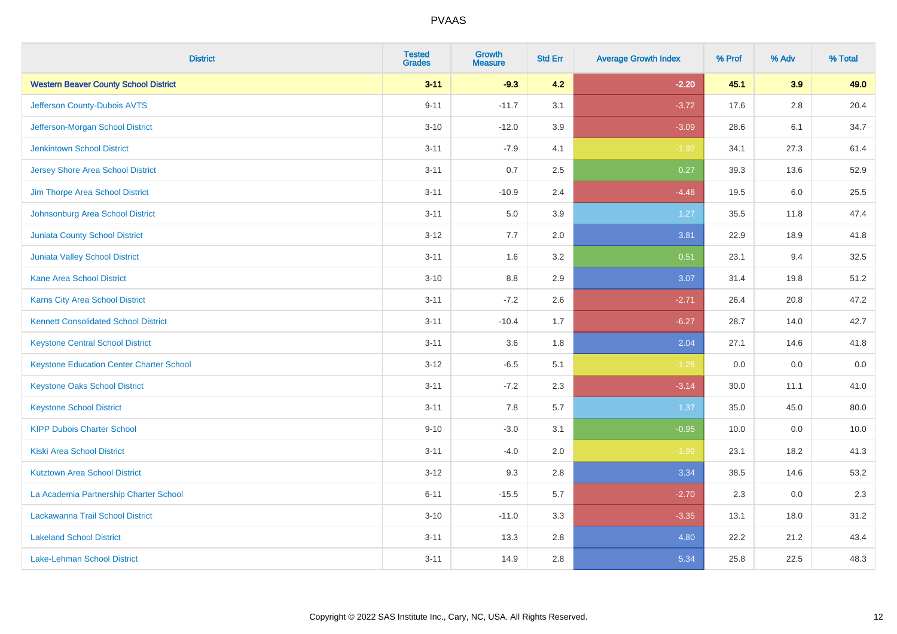# PVAAS

| District | Tested Grades | Growth Measure | Std Err | Average Growth Index | % Prof | % Adv | % Total |
|---|---|---|---|---|---|---|---|
| **Western Beaver County School District** | **3-11** | **-9.3** | **4.2** | **-2.20** | **45.1** | **3.9** | **49.0** |
| Jefferson County-Dubois AVTS | 9-11 | -11.7 | 3.1 | -3.72 | 17.6 | 2.8 | 20.4 |
| Jefferson-Morgan School District | 3-10 | -12.0 | 3.9 | -3.09 | 28.6 | 6.1 | 34.7 |
| Jenkintown School District | 3-11 | -7.9 | 4.1 | -1.92 | 34.1 | 27.3 | 61.4 |
| Jersey Shore Area School District | 3-11 | 0.7 | 2.5 | 0.27 | 39.3 | 13.6 | 52.9 |
| Jim Thorpe Area School District | 3-11 | -10.9 | 2.4 | -4.48 | 19.5 | 6.0 | 25.5 |
| Johnsonburg Area School District | 3-11 | 5.0 | 3.9 | 1.27 | 35.5 | 11.8 | 47.4 |
| Juniata County School District | 3-12 | 7.7 | 2.0 | 3.81 | 22.9 | 18.9 | 41.8 |
| Juniata Valley School District | 3-11 | 1.6 | 3.2 | 0.51 | 23.1 | 9.4 | 32.5 |
| Kane Area School District | 3-10 | 8.8 | 2.9 | 3.07 | 31.4 | 19.8 | 51.2 |
| Karns City Area School District | 3-11 | -7.2 | 2.6 | -2.71 | 26.4 | 20.8 | 47.2 |
| Kennett Consolidated School District | 3-11 | -10.4 | 1.7 | -6.27 | 28.7 | 14.0 | 42.7 |
| Keystone Central School District | 3-11 | 3.6 | 1.8 | 2.04 | 27.1 | 14.6 | 41.8 |
| Keystone Education Center Charter School | 3-12 | -6.5 | 5.1 | -1.28 | 0.0 | 0.0 | 0.0 |
| Keystone Oaks School District | 3-11 | -7.2 | 2.3 | -3.14 | 30.0 | 11.1 | 41.0 |
| Keystone School District | 3-11 | 7.8 | 5.7 | 1.37 | 35.0 | 45.0 | 80.0 |
| KIPP Dubois Charter School | 9-10 | -3.0 | 3.1 | -0.95 | 10.0 | 0.0 | 10.0 |
| Kiski Area School District | 3-11 | -4.0 | 2.0 | -1.99 | 23.1 | 18.2 | 41.3 |
| Kutztown Area School District | 3-12 | 9.3 | 2.8 | 3.34 | 38.5 | 14.6 | 53.2 |
| La Academia Partnership Charter School | 6-11 | -15.5 | 5.7 | -2.70 | 2.3 | 0.0 | 2.3 |
| Lackawanna Trail School District | 3-10 | -11.0 | 3.3 | -3.35 | 13.1 | 18.0 | 31.2 |
| Lakeland School District | 3-11 | 13.3 | 2.8 | 4.80 | 22.2 | 21.2 | 43.4 |
| Lake-Lehman School District | 3-11 | 14.9 | 2.8 | 5.34 | 25.8 | 22.5 | 48.3 |

Copyright © 2022 SAS Institute Inc., Cary, NC, USA. All Rights Reserved.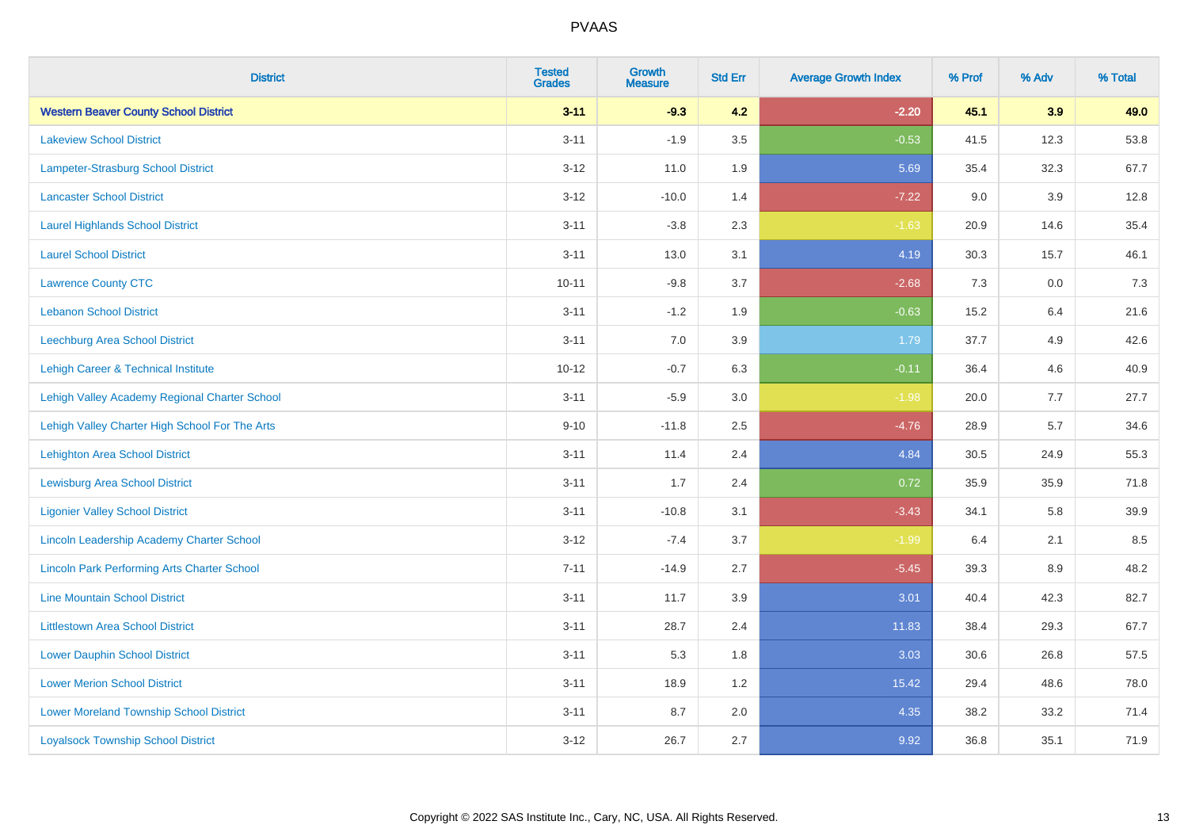# PVAAS

| District | Tested Grades | Growth Measure | Std Err | Average Growth Index | % Prof | % Adv | % Total |
|---|---|---|---|---|---|---|---|
| **Western Beaver County School District** | **3-11** | **-9.3** | **4.2** | **-2.20** | **45.1** | **3.9** | **49.0** |
| Lakeview School District | 3-11 | -1.9 | 3.5 | -0.53 | 41.5 | 12.3 | 53.8 |
| Lampeter-Strasburg School District | 3-12 | 11.0 | 1.9 | 5.69 | 35.4 | 32.3 | 67.7 |
| Lancaster School District | 3-12 | -10.0 | 1.4 | -7.22 | 9.0 | 3.9 | 12.8 |
| Laurel Highlands School District | 3-11 | -3.8 | 2.3 | -1.63 | 20.9 | 14.6 | 35.4 |
| Laurel School District | 3-11 | 13.0 | 3.1 | 4.19 | 30.3 | 15.7 | 46.1 |
| Lawrence County CTC | 10-11 | -9.8 | 3.7 | -2.68 | 7.3 | 0.0 | 7.3 |
| Lebanon School District | 3-11 | -1.2 | 1.9 | -0.63 | 15.2 | 6.4 | 21.6 |
| Leechburg Area School District | 3-11 | 7.0 | 3.9 | 1.79 | 37.7 | 4.9 | 42.6 |
| Lehigh Career & Technical Institute | 10-12 | -0.7 | 6.3 | -0.11 | 36.4 | 4.6 | 40.9 |
| Lehigh Valley Academy Regional Charter School | 3-11 | -5.9 | 3.0 | -1.98 | 20.0 | 7.7 | 27.7 |
| Lehigh Valley Charter High School For The Arts | 9-10 | -11.8 | 2.5 | -4.76 | 28.9 | 5.7 | 34.6 |
| Lehighton Area School District | 3-11 | 11.4 | 2.4 | 4.84 | 30.5 | 24.9 | 55.3 |
| Lewisburg Area School District | 3-11 | 1.7 | 2.4 | 0.72 | 35.9 | 35.9 | 71.8 |
| Ligonier Valley School District | 3-11 | -10.8 | 3.1 | -3.43 | 34.1 | 5.8 | 39.9 |
| Lincoln Leadership Academy Charter School | 3-12 | -7.4 | 3.7 | -1.99 | 6.4 | 2.1 | 8.5 |
| Lincoln Park Performing Arts Charter School | 7-11 | -14.9 | 2.7 | -5.45 | 39.3 | 8.9 | 48.2 |
| Line Mountain School District | 3-11 | 11.7 | 3.9 | 3.01 | 40.4 | 42.3 | 82.7 |
| Littlestown Area School District | 3-11 | 28.7 | 2.4 | 11.83 | 38.4 | 29.3 | 67.7 |
| Lower Dauphin School District | 3-11 | 5.3 | 1.8 | 3.03 | 30.6 | 26.8 | 57.5 |
| Lower Merion School District | 3-11 | 18.9 | 1.2 | 15.42 | 29.4 | 48.6 | 78.0 |
| Lower Moreland Township School District | 3-11 | 8.7 | 2.0 | 4.35 | 38.2 | 33.2 | 71.4 |
| Loyalsock Township School District | 3-12 | 26.7 | 2.7 | 9.92 | 36.8 | 35.1 | 71.9 |

Copyright © 2022 SAS Institute Inc., Cary, NC, USA. All Rights Reserved.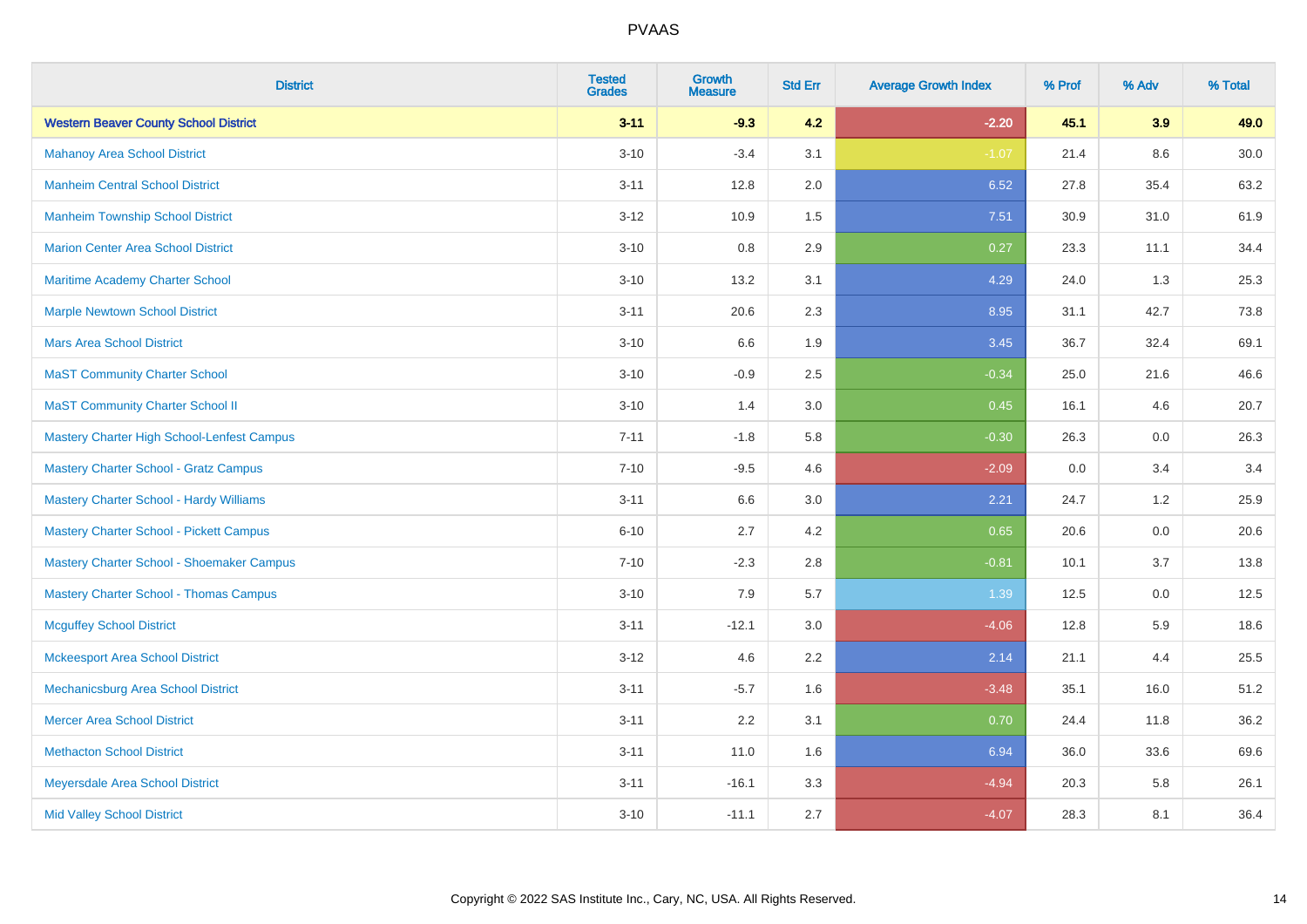# PVAAS

| District | Tested Grades | Growth Measure | Std Err | Average Growth Index | % Prof | % Adv | % Total |
|---|---|---|---|---|---|---|---|
| **Western Beaver County School District** | **3-11** | **-9.3** | **4.2** | **-2.20** | **45.1** | **3.9** | **49.0** |
| Mahanoy Area School District | 3-10 | -3.4 | 3.1 | -1.07 | 21.4 | 8.6 | 30.0 |
| Manheim Central School District | 3-11 | 12.8 | 2.0 | 6.52 | 27.8 | 35.4 | 63.2 |
| Manheim Township School District | 3-12 | 10.9 | 1.5 | 7.51 | 30.9 | 31.0 | 61.9 |
| Marion Center Area School District | 3-10 | 0.8 | 2.9 | 0.27 | 23.3 | 11.1 | 34.4 |
| Maritime Academy Charter School | 3-10 | 13.2 | 3.1 | 4.29 | 24.0 | 1.3 | 25.3 |
| Marple Newtown School District | 3-11 | 20.6 | 2.3 | 8.95 | 31.1 | 42.7 | 73.8 |
| Mars Area School District | 3-10 | 6.6 | 1.9 | 3.45 | 36.7 | 32.4 | 69.1 |
| MaST Community Charter School | 3-10 | -0.9 | 2.5 | -0.34 | 25.0 | 21.6 | 46.6 |
| MaST Community Charter School II | 3-10 | 1.4 | 3.0 | 0.45 | 16.1 | 4.6 | 20.7 |
| Mastery Charter High School-Lenfest Campus | 7-11 | -1.8 | 5.8 | -0.30 | 26.3 | 0.0 | 26.3 |
| Mastery Charter School - Gratz Campus | 7-10 | -9.5 | 4.6 | -2.09 | 0.0 | 3.4 | 3.4 |
| Mastery Charter School - Hardy Williams | 3-11 | 6.6 | 3.0 | 2.21 | 24.7 | 1.2 | 25.9 |
| Mastery Charter School - Pickett Campus | 6-10 | 2.7 | 4.2 | 0.65 | 20.6 | 0.0 | 20.6 |
| Mastery Charter School - Shoemaker Campus | 7-10 | -2.3 | 2.8 | -0.81 | 10.1 | 3.7 | 13.8 |
| Mastery Charter School - Thomas Campus | 3-10 | 7.9 | 5.7 | 1.39 | 12.5 | 0.0 | 12.5 |
| Mcguffey School District | 3-11 | -12.1 | 3.0 | -4.06 | 12.8 | 5.9 | 18.6 |
| Mckeesport Area School District | 3-12 | 4.6 | 2.2 | 2.14 | 21.1 | 4.4 | 25.5 |
| Mechanicsburg Area School District | 3-11 | -5.7 | 1.6 | -3.48 | 35.1 | 16.0 | 51.2 |
| Mercer Area School District | 3-11 | 2.2 | 3.1 | 0.70 | 24.4 | 11.8 | 36.2 |
| Methacton School District | 3-11 | 11.0 | 1.6 | 6.94 | 36.0 | 33.6 | 69.6 |
| Meyersdale Area School District | 3-11 | -16.1 | 3.3 | -4.94 | 20.3 | 5.8 | 26.1 |
| Mid Valley School District | 3-10 | -11.1 | 2.7 | -4.07 | 28.3 | 8.1 | 36.4 |

Copyright © 2022 SAS Institute Inc., Cary, NC, USA. All Rights Reserved.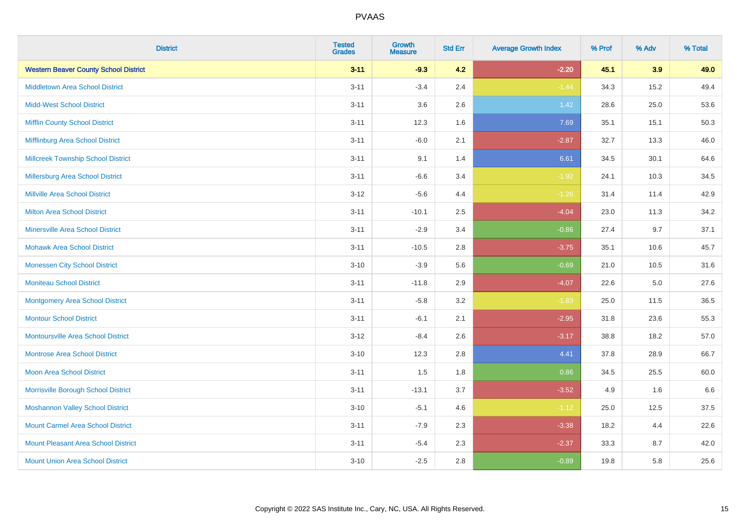| District | Tested Grades | Growth Measure | Std Err | Average Growth Index | % Prof | % Adv | % Total |
|---|---|---|---|---|---|---|---|
| **Western Beaver County School District** | **3-11** | **-9.3** | **4.2** | **-2.20** | **45.1** | **3.9** | **49.0** |
| Middletown Area School District | 3-11 | -3.4 | 2.4 | -1.44 | 34.3 | 15.2 | 49.4 |
| Midd-West School District | 3-11 | 3.6 | 2.6 | 1.42 | 28.6 | 25.0 | 53.6 |
| Mifflin County School District | 3-11 | 12.3 | 1.6 | 7.69 | 35.1 | 15.1 | 50.3 |
| Mifflinburg Area School District | 3-11 | -6.0 | 2.1 | -2.87 | 32.7 | 13.3 | 46.0 |
| Millcreek Township School District | 3-11 | 9.1 | 1.4 | 6.61 | 34.5 | 30.1 | 64.6 |
| Millersburg Area School District | 3-11 | -6.6 | 3.4 | -1.92 | 24.1 | 10.3 | 34.5 |
| Millville Area School District | 3-12 | -5.6 | 4.4 | -1.26 | 31.4 | 11.4 | 42.9 |
| Milton Area School District | 3-11 | -10.1 | 2.5 | -4.04 | 23.0 | 11.3 | 34.2 |
| Minersville Area School District | 3-11 | -2.9 | 3.4 | -0.86 | 27.4 | 9.7 | 37.1 |
| Mohawk Area School District | 3-11 | -10.5 | 2.8 | -3.75 | 35.1 | 10.6 | 45.7 |
| Monessen City School District | 3-10 | -3.9 | 5.6 | -0.69 | 21.0 | 10.5 | 31.6 |
| Moniteau School District | 3-11 | -11.8 | 2.9 | -4.07 | 22.6 | 5.0 | 27.6 |
| Montgomery Area School District | 3-11 | -5.8 | 3.2 | -1.83 | 25.0 | 11.5 | 36.5 |
| Montour School District | 3-11 | -6.1 | 2.1 | -2.95 | 31.8 | 23.6 | 55.3 |
| Montoursville Area School District | 3-12 | -8.4 | 2.6 | -3.17 | 38.8 | 18.2 | 57.0 |
| Montrose Area School District | 3-10 | 12.3 | 2.8 | 4.41 | 37.8 | 28.9 | 66.7 |
| Moon Area School District | 3-11 | 1.5 | 1.8 | 0.86 | 34.5 | 25.5 | 60.0 |
| Morrisville Borough School District | 3-11 | -13.1 | 3.7 | -3.52 | 4.9 | 1.6 | 6.6 |
| Moshannon Valley School District | 3-10 | -5.1 | 4.6 | -1.12 | 25.0 | 12.5 | 37.5 |
| Mount Carmel Area School District | 3-11 | -7.9 | 2.3 | -3.38 | 18.2 | 4.4 | 22.6 |
| Mount Pleasant Area School District | 3-11 | -5.4 | 2.3 | -2.37 | 33.3 | 8.7 | 42.0 |
| Mount Union Area School District | 3-10 | -2.5 | 2.8 | -0.89 | 19.8 | 5.8 | 25.6 |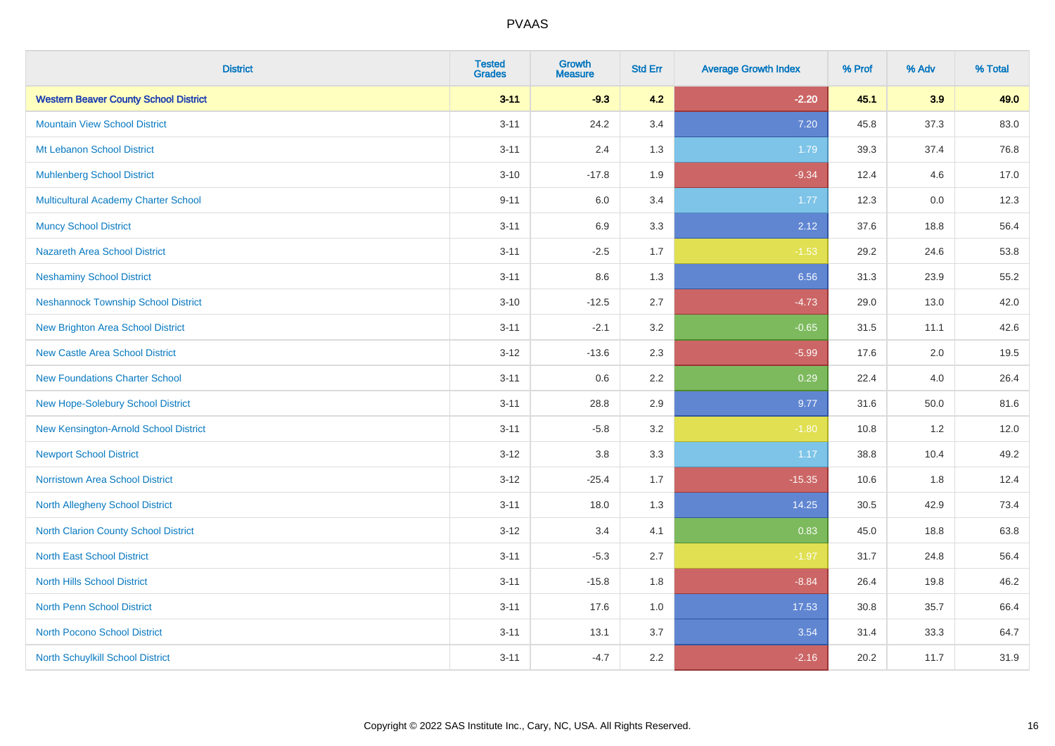PVAAS

| District | Tested Grades | Growth Measure | Std Err | Average Growth Index | % Prof | % Adv | % Total |
|---|---|---|---|---|---|---|---|
| **Western Beaver County School District** | **3-11** | **-9.3** | **4.2** | **-2.20** | **45.1** | **3.9** | **49.0** |
| Mountain View School District | 3-11 | 24.2 | 3.4 | 7.20 | 45.8 | 37.3 | 83.0 |
| Mt Lebanon School District | 3-11 | 2.4 | 1.3 | 1.79 | 39.3 | 37.4 | 76.8 |
| Muhlenberg School District | 3-10 | -17.8 | 1.9 | -9.34 | 12.4 | 4.6 | 17.0 |
| Multicultural Academy Charter School | 9-11 | 6.0 | 3.4 | 1.77 | 12.3 | 0.0 | 12.3 |
| Muncy School District | 3-11 | 6.9 | 3.3 | 2.12 | 37.6 | 18.8 | 56.4 |
| Nazareth Area School District | 3-11 | -2.5 | 1.7 | -1.53 | 29.2 | 24.6 | 53.8 |
| Neshaminy School District | 3-11 | 8.6 | 1.3 | 6.56 | 31.3 | 23.9 | 55.2 |
| Neshannock Township School District | 3-10 | -12.5 | 2.7 | -4.73 | 29.0 | 13.0 | 42.0 |
| New Brighton Area School District | 3-11 | -2.1 | 3.2 | -0.65 | 31.5 | 11.1 | 42.6 |
| New Castle Area School District | 3-12 | -13.6 | 2.3 | -5.99 | 17.6 | 2.0 | 19.5 |
| New Foundations Charter School | 3-11 | 0.6 | 2.2 | 0.29 | 22.4 | 4.0 | 26.4 |
| New Hope-Solebury School District | 3-11 | 28.8 | 2.9 | 9.77 | 31.6 | 50.0 | 81.6 |
| New Kensington-Arnold School District | 3-11 | -5.8 | 3.2 | -1.80 | 10.8 | 1.2 | 12.0 |
| Newport School District | 3-12 | 3.8 | 3.3 | 1.17 | 38.8 | 10.4 | 49.2 |
| Norristown Area School District | 3-12 | -25.4 | 1.7 | -15.35 | 10.6 | 1.8 | 12.4 |
| North Allegheny School District | 3-11 | 18.0 | 1.3 | 14.25 | 30.5 | 42.9 | 73.4 |
| North Clarion County School District | 3-12 | 3.4 | 4.1 | 0.83 | 45.0 | 18.8 | 63.8 |
| North East School District | 3-11 | -5.3 | 2.7 | -1.97 | 31.7 | 24.8 | 56.4 |
| North Hills School District | 3-11 | -15.8 | 1.8 | -8.84 | 26.4 | 19.8 | 46.2 |
| North Penn School District | 3-11 | 17.6 | 1.0 | 17.53 | 30.8 | 35.7 | 66.4 |
| North Pocono School District | 3-11 | 13.1 | 3.7 | 3.54 | 31.4 | 33.3 | 64.7 |
| North Schuylkill School District | 3-11 | -4.7 | 2.2 | -2.16 | 20.2 | 11.7 | 31.9 |

Copyright © 2022 SAS Institute Inc., Cary, NC, USA. All Rights Reserved.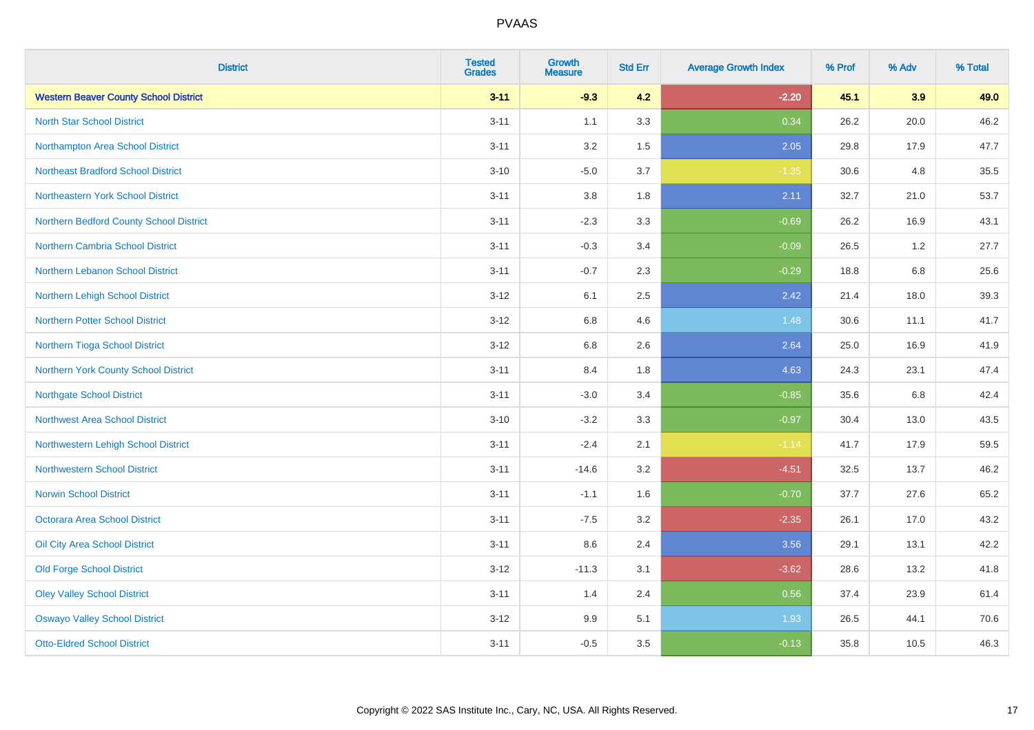| District | Tested Grades | Growth Measure | Std Err | Average Growth Index | % Prof | % Adv | % Total |
|---|---|---|---|---|---|---|---|
| **Western Beaver County School District** | **3-11** | **-9.3** | **4.2** | **-2.20** | **45.1** | **3.9** | **49.0** |
| North Star School District | 3-11 | 1.1 | 3.3 | 0.34 | 26.2 | 20.0 | 46.2 |
| Northampton Area School District | 3-11 | 3.2 | 1.5 | 2.05 | 29.8 | 17.9 | 47.7 |
| Northeast Bradford School District | 3-10 | -5.0 | 3.7 | -1.35 | 30.6 | 4.8 | 35.5 |
| Northeastern York School District | 3-11 | 3.8 | 1.8 | 2.11 | 32.7 | 21.0 | 53.7 |
| Northern Bedford County School District | 3-11 | -2.3 | 3.3 | -0.69 | 26.2 | 16.9 | 43.1 |
| Northern Cambria School District | 3-11 | -0.3 | 3.4 | -0.09 | 26.5 | 1.2 | 27.7 |
| Northern Lebanon School District | 3-11 | -0.7 | 2.3 | -0.29 | 18.8 | 6.8 | 25.6 |
| Northern Lehigh School District | 3-12 | 6.1 | 2.5 | 2.42 | 21.4 | 18.0 | 39.3 |
| Northern Potter School District | 3-12 | 6.8 | 4.6 | 1.48 | 30.6 | 11.1 | 41.7 |
| Northern Tioga School District | 3-12 | 6.8 | 2.6 | 2.64 | 25.0 | 16.9 | 41.9 |
| Northern York County School District | 3-11 | 8.4 | 1.8 | 4.63 | 24.3 | 23.1 | 47.4 |
| Northgate School District | 3-11 | -3.0 | 3.4 | -0.85 | 35.6 | 6.8 | 42.4 |
| Northwest Area School District | 3-10 | -3.2 | 3.3 | -0.97 | 30.4 | 13.0 | 43.5 |
| Northwestern Lehigh School District | 3-11 | -2.4 | 2.1 | -1.14 | 41.7 | 17.9 | 59.5 |
| Northwestern School District | 3-11 | -14.6 | 3.2 | -4.51 | 32.5 | 13.7 | 46.2 |
| Norwin School District | 3-11 | -1.1 | 1.6 | -0.70 | 37.7 | 27.6 | 65.2 |
| Octorara Area School District | 3-11 | -7.5 | 3.2 | -2.35 | 26.1 | 17.0 | 43.2 |
| Oil City Area School District | 3-11 | 8.6 | 2.4 | 3.56 | 29.1 | 13.1 | 42.2 |
| Old Forge School District | 3-12 | -11.3 | 3.1 | -3.62 | 28.6 | 13.2 | 41.8 |
| Oley Valley School District | 3-11 | 1.4 | 2.4 | 0.56 | 37.4 | 23.9 | 61.4 |
| Oswayo Valley School District | 3-12 | 9.9 | 5.1 | 1.93 | 26.5 | 44.1 | 70.6 |
| Otto-Eldred School District | 3-11 | -0.5 | 3.5 | -0.13 | 35.8 | 10.5 | 46.3 |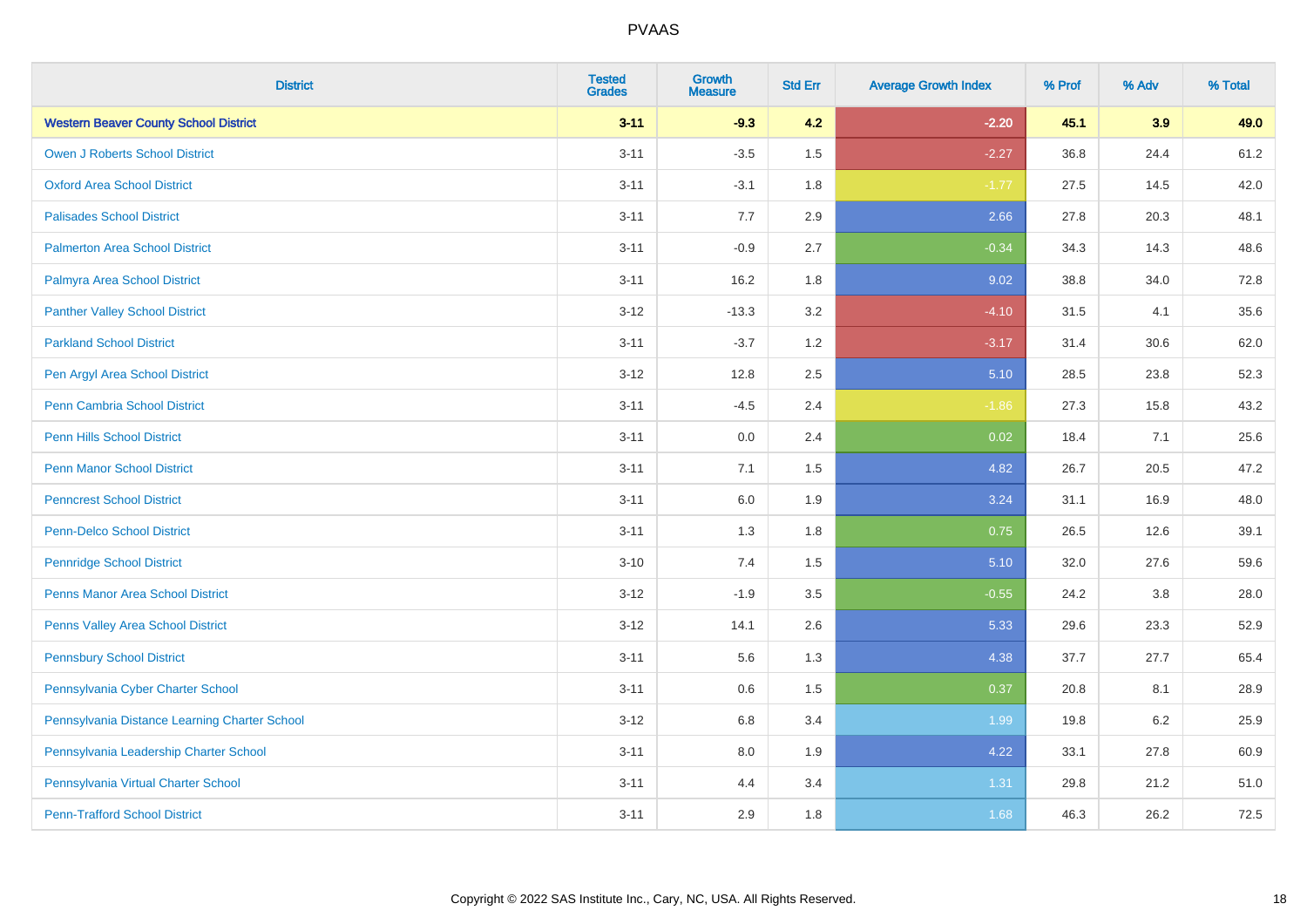| District | Tested Grades | Growth Measure | Std Err | Average Growth Index | % Prof | % Adv | % Total |
|---|---|---|---|---|---|---|---|
| **Western Beaver County School District** | **3-11** | **-9.3** | **4.2** | **-2.20** | **45.1** | **3.9** | **49.0** |
| Owen J Roberts School District | 3-11 | -3.5 | 1.5 | -2.27 | 36.8 | 24.4 | 61.2 |
| Oxford Area School District | 3-11 | -3.1 | 1.8 | -1.77 | 27.5 | 14.5 | 42.0 |
| Palisades School District | 3-11 | 7.7 | 2.9 | 2.66 | 27.8 | 20.3 | 48.1 |
| Palmerton Area School District | 3-11 | -0.9 | 2.7 | -0.34 | 34.3 | 14.3 | 48.6 |
| Palmyra Area School District | 3-11 | 16.2 | 1.8 | 9.02 | 38.8 | 34.0 | 72.8 |
| Panther Valley School District | 3-12 | -13.3 | 3.2 | -4.10 | 31.5 | 4.1 | 35.6 |
| Parkland School District | 3-11 | -3.7 | 1.2 | -3.17 | 31.4 | 30.6 | 62.0 |
| Pen Argyl Area School District | 3-12 | 12.8 | 2.5 | 5.10 | 28.5 | 23.8 | 52.3 |
| Penn Cambria School District | 3-11 | -4.5 | 2.4 | -1.86 | 27.3 | 15.8 | 43.2 |
| Penn Hills School District | 3-11 | 0.0 | 2.4 | 0.02 | 18.4 | 7.1 | 25.6 |
| Penn Manor School District | 3-11 | 7.1 | 1.5 | 4.82 | 26.7 | 20.5 | 47.2 |
| Penncrest School District | 3-11 | 6.0 | 1.9 | 3.24 | 31.1 | 16.9 | 48.0 |
| Penn-Delco School District | 3-11 | 1.3 | 1.8 | 0.75 | 26.5 | 12.6 | 39.1 |
| Pennridge School District | 3-10 | 7.4 | 1.5 | 5.10 | 32.0 | 27.6 | 59.6 |
| Penns Manor Area School District | 3-12 | -1.9 | 3.5 | -0.55 | 24.2 | 3.8 | 28.0 |
| Penns Valley Area School District | 3-12 | 14.1 | 2.6 | 5.33 | 29.6 | 23.3 | 52.9 |
| Pennsbury School District | 3-11 | 5.6 | 1.3 | 4.38 | 37.7 | 27.7 | 65.4 |
| Pennsylvania Cyber Charter School | 3-11 | 0.6 | 1.5 | 0.37 | 20.8 | 8.1 | 28.9 |
| Pennsylvania Distance Learning Charter School | 3-12 | 6.8 | 3.4 | 1.99 | 19.8 | 6.2 | 25.9 |
| Pennsylvania Leadership Charter School | 3-11 | 8.0 | 1.9 | 4.22 | 33.1 | 27.8 | 60.9 |
| Pennsylvania Virtual Charter School | 3-11 | 4.4 | 3.4 | 1.31 | 29.8 | 21.2 | 51.0 |
| Penn-Trafford School District | 3-11 | 2.9 | 1.8 | 1.68 | 46.3 | 26.2 | 72.5 |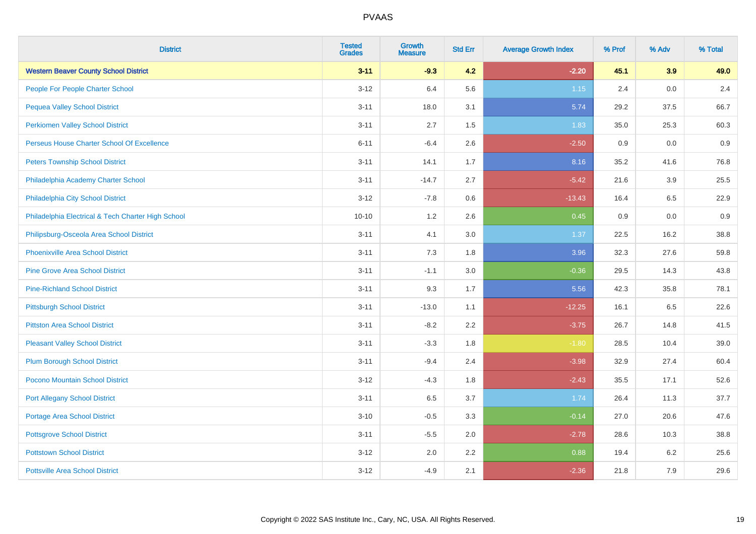# PVAAS

| District | Tested Grades | Growth Measure | Std Err | Average Growth Index | % Prof | % Adv | % Total |
|---|---|---|---|---|---|---|---|
| **Western Beaver County School District** | **3-11** | **-9.3** | **4.2** | **-2.20** | **45.1** | **3.9** | **49.0** |
| People For People Charter School | 3-12 | 6.4 | 5.6 | 1.15 | 2.4 | 0.0 | 2.4 |
| Pequea Valley School District | 3-11 | 18.0 | 3.1 | 5.74 | 29.2 | 37.5 | 66.7 |
| Perkiomen Valley School District | 3-11 | 2.7 | 1.5 | 1.83 | 35.0 | 25.3 | 60.3 |
| Perseus House Charter School Of Excellence | 6-11 | -6.4 | 2.6 | -2.50 | 0.9 | 0.0 | 0.9 |
| Peters Township School District | 3-11 | 14.1 | 1.7 | 8.16 | 35.2 | 41.6 | 76.8 |
| Philadelphia Academy Charter School | 3-11 | -14.7 | 2.7 | -5.42 | 21.6 | 3.9 | 25.5 |
| Philadelphia City School District | 3-12 | -7.8 | 0.6 | -13.43 | 16.4 | 6.5 | 22.9 |
| Philadelphia Electrical & Tech Charter High School | 10-10 | 1.2 | 2.6 | 0.45 | 0.9 | 0.0 | 0.9 |
| Philipsburg-Osceola Area School District | 3-11 | 4.1 | 3.0 | 1.37 | 22.5 | 16.2 | 38.8 |
| Phoenixville Area School District | 3-11 | 7.3 | 1.8 | 3.96 | 32.3 | 27.6 | 59.8 |
| Pine Grove Area School District | 3-11 | -1.1 | 3.0 | -0.36 | 29.5 | 14.3 | 43.8 |
| Pine-Richland School District | 3-11 | 9.3 | 1.7 | 5.56 | 42.3 | 35.8 | 78.1 |
| Pittsburgh School District | 3-11 | -13.0 | 1.1 | -12.25 | 16.1 | 6.5 | 22.6 |
| Pittston Area School District | 3-11 | -8.2 | 2.2 | -3.75 | 26.7 | 14.8 | 41.5 |
| Pleasant Valley School District | 3-11 | -3.3 | 1.8 | -1.80 | 28.5 | 10.4 | 39.0 |
| Plum Borough School District | 3-11 | -9.4 | 2.4 | -3.98 | 32.9 | 27.4 | 60.4 |
| Pocono Mountain School District | 3-12 | -4.3 | 1.8 | -2.43 | 35.5 | 17.1 | 52.6 |
| Port Allegany School District | 3-11 | 6.5 | 3.7 | 1.74 | 26.4 | 11.3 | 37.7 |
| Portage Area School District | 3-10 | -0.5 | 3.3 | -0.14 | 27.0 | 20.6 | 47.6 |
| Pottsgrove School District | 3-11 | -5.5 | 2.0 | -2.78 | 28.6 | 10.3 | 38.8 |
| Pottstown School District | 3-12 | 2.0 | 2.2 | 0.88 | 19.4 | 6.2 | 25.6 |
| Pottsville Area School District | 3-12 | -4.9 | 2.1 | -2.36 | 21.8 | 7.9 | 29.6 |

Copyright © 2022 SAS Institute Inc., Cary, NC, USA. All Rights Reserved.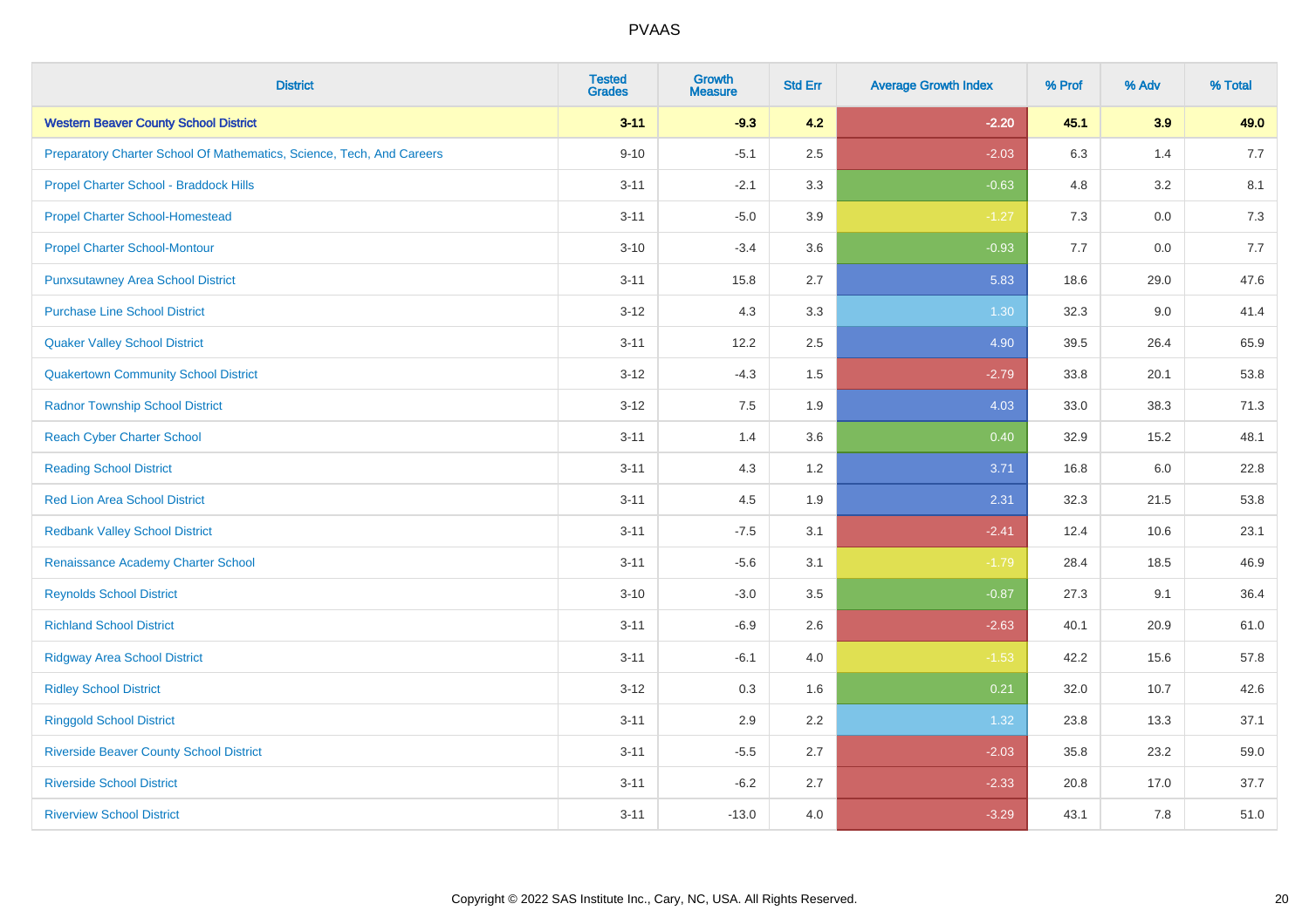# PVAAS

| District | Tested Grades | Growth Measure | Std Err | Average Growth Index | % Prof | % Adv | % Total |
|---|---|---|---|---|---|---|---|
| **Western Beaver County School District** | **3-11** | **-9.3** | **4.2** | **-2.20** | **45.1** | **3.9** | **49.0** |
| Preparatory Charter School Of Mathematics, Science, Tech, And Careers | 9-10 | -5.1 | 2.5 | -2.03 | 6.3 | 1.4 | 7.7 |
| Propel Charter School - Braddock Hills | 3-11 | -2.1 | 3.3 | -0.63 | 4.8 | 3.2 | 8.1 |
| Propel Charter School-Homestead | 3-11 | -5.0 | 3.9 | -1.27 | 7.3 | 0.0 | 7.3 |
| Propel Charter School-Montour | 3-10 | -3.4 | 3.6 | -0.93 | 7.7 | 0.0 | 7.7 |
| Punxsutawney Area School District | 3-11 | 15.8 | 2.7 | 5.83 | 18.6 | 29.0 | 47.6 |
| Purchase Line School District | 3-12 | 4.3 | 3.3 | 1.30 | 32.3 | 9.0 | 41.4 |
| Quaker Valley School District | 3-11 | 12.2 | 2.5 | 4.90 | 39.5 | 26.4 | 65.9 |
| Quakertown Community School District | 3-12 | -4.3 | 1.5 | -2.79 | 33.8 | 20.1 | 53.8 |
| Radnor Township School District | 3-12 | 7.5 | 1.9 | 4.03 | 33.0 | 38.3 | 71.3 |
| Reach Cyber Charter School | 3-11 | 1.4 | 3.6 | 0.40 | 32.9 | 15.2 | 48.1 |
| Reading School District | 3-11 | 4.3 | 1.2 | 3.71 | 16.8 | 6.0 | 22.8 |
| Red Lion Area School District | 3-11 | 4.5 | 1.9 | 2.31 | 32.3 | 21.5 | 53.8 |
| Redbank Valley School District | 3-11 | -7.5 | 3.1 | -2.41 | 12.4 | 10.6 | 23.1 |
| Renaissance Academy Charter School | 3-11 | -5.6 | 3.1 | -1.79 | 28.4 | 18.5 | 46.9 |
| Reynolds School District | 3-10 | -3.0 | 3.5 | -0.87 | 27.3 | 9.1 | 36.4 |
| Richland School District | 3-11 | -6.9 | 2.6 | -2.63 | 40.1 | 20.9 | 61.0 |
| Ridgway Area School District | 3-11 | -6.1 | 4.0 | -1.53 | 42.2 | 15.6 | 57.8 |
| Ridley School District | 3-12 | 0.3 | 1.6 | 0.21 | 32.0 | 10.7 | 42.6 |
| Ringgold School District | 3-11 | 2.9 | 2.2 | 1.32 | 23.8 | 13.3 | 37.1 |
| Riverside Beaver County School District | 3-11 | -5.5 | 2.7 | -2.03 | 35.8 | 23.2 | 59.0 |
| Riverside School District | 3-11 | -6.2 | 2.7 | -2.33 | 20.8 | 17.0 | 37.7 |
| Riverview School District | 3-11 | -13.0 | 4.0 | -3.29 | 43.1 | 7.8 | 51.0 |

Copyright © 2022 SAS Institute Inc., Cary, NC, USA. All Rights Reserved.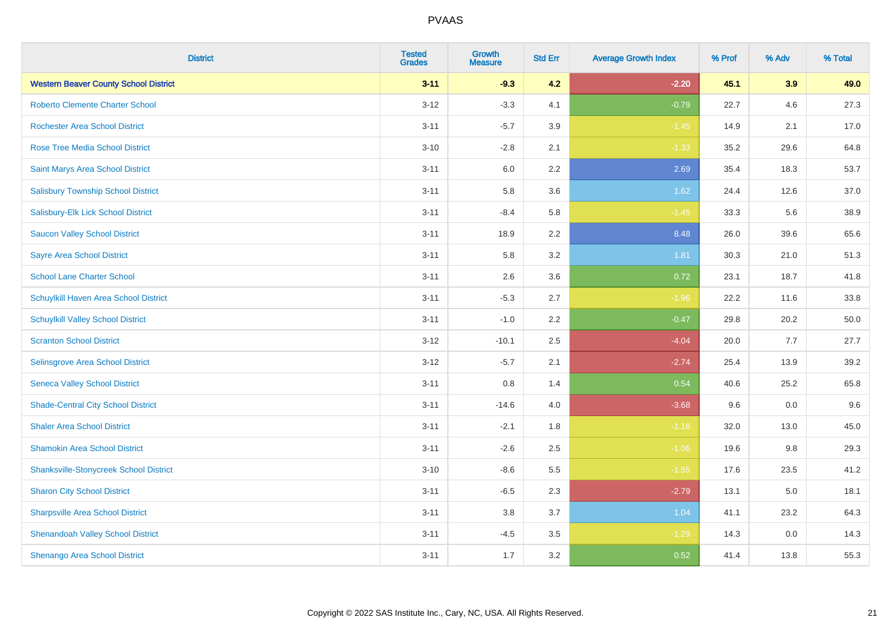# PVAAS

| District | Tested Grades | Growth Measure | Std Err | Average Growth Index | % Prof | % Adv | % Total |
|---|---|---|---|---|---|---|---|
| **Western Beaver County School District** | **3-11** | **-9.3** | **4.2** | **-2.20** | **45.1** | **3.9** | **49.0** |
| Roberto Clemente Charter School | 3-12 | -3.3 | 4.1 | -0.79 | 22.7 | 4.6 | 27.3 |
| Rochester Area School District | 3-11 | -5.7 | 3.9 | -1.45 | 14.9 | 2.1 | 17.0 |
| Rose Tree Media School District | 3-10 | -2.8 | 2.1 | -1.33 | 35.2 | 29.6 | 64.8 |
| Saint Marys Area School District | 3-11 | 6.0 | 2.2 | 2.69 | 35.4 | 18.3 | 53.7 |
| Salisbury Township School District | 3-11 | 5.8 | 3.6 | 1.62 | 24.4 | 12.6 | 37.0 |
| Salisbury-Elk Lick School District | 3-11 | -8.4 | 5.8 | -1.45 | 33.3 | 5.6 | 38.9 |
| Saucon Valley School District | 3-11 | 18.9 | 2.2 | 8.48 | 26.0 | 39.6 | 65.6 |
| Sayre Area School District | 3-11 | 5.8 | 3.2 | 1.81 | 30.3 | 21.0 | 51.3 |
| School Lane Charter School | 3-11 | 2.6 | 3.6 | 0.72 | 23.1 | 18.7 | 41.8 |
| Schuylkill Haven Area School District | 3-11 | -5.3 | 2.7 | -1.96 | 22.2 | 11.6 | 33.8 |
| Schuylkill Valley School District | 3-11 | -1.0 | 2.2 | -0.47 | 29.8 | 20.2 | 50.0 |
| Scranton School District | 3-12 | -10.1 | 2.5 | -4.04 | 20.0 | 7.7 | 27.7 |
| Selinsgrove Area School District | 3-12 | -5.7 | 2.1 | -2.74 | 25.4 | 13.9 | 39.2 |
| Seneca Valley School District | 3-11 | 0.8 | 1.4 | 0.54 | 40.6 | 25.2 | 65.8 |
| Shade-Central City School District | 3-11 | -14.6 | 4.0 | -3.68 | 9.6 | 0.0 | 9.6 |
| Shaler Area School District | 3-11 | -2.1 | 1.8 | -1.18 | 32.0 | 13.0 | 45.0 |
| Shamokin Area School District | 3-11 | -2.6 | 2.5 | -1.06 | 19.6 | 9.8 | 29.3 |
| Shanksville-Stonycreek School District | 3-10 | -8.6 | 5.5 | -1.55 | 17.6 | 23.5 | 41.2 |
| Sharon City School District | 3-11 | -6.5 | 2.3 | -2.79 | 13.1 | 5.0 | 18.1 |
| Sharpsville Area School District | 3-11 | 3.8 | 3.7 | 1.04 | 41.1 | 23.2 | 64.3 |
| Shenandoah Valley School District | 3-11 | -4.5 | 3.5 | -1.29 | 14.3 | 0.0 | 14.3 |
| Shenango Area School District | 3-11 | 1.7 | 3.2 | 0.52 | 41.4 | 13.8 | 55.3 |

Copyright © 2022 SAS Institute Inc., Cary, NC, USA. All Rights Reserved.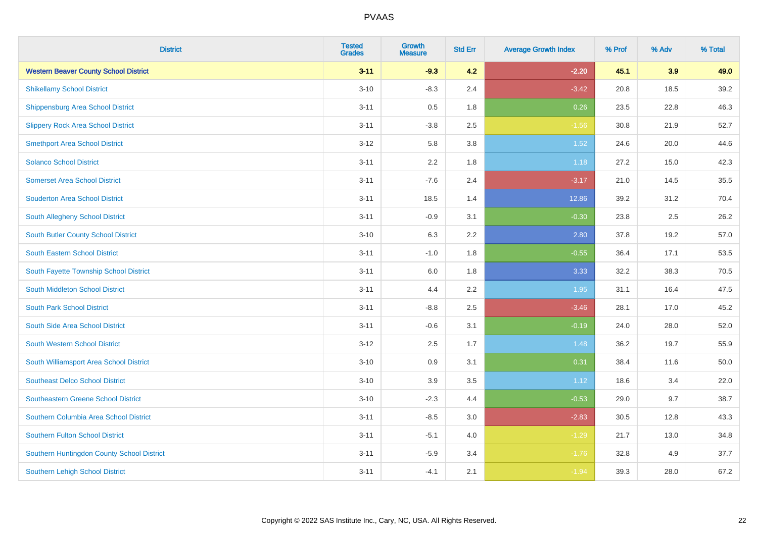# PVAAS

| District | Tested Grades | Growth Measure | Std Err | Average Growth Index | % Prof | % Adv | % Total |
|---|---|---|---|---|---|---|---|
| **Western Beaver County School District** | **3-11** | **-9.3** | **4.2** | **-2.20** | **45.1** | **3.9** | **49.0** |
| Shikellamy School District | 3-10 | -8.3 | 2.4 | -3.42 | 20.8 | 18.5 | 39.2 |
| Shippensburg Area School District | 3-11 | 0.5 | 1.8 | 0.26 | 23.5 | 22.8 | 46.3 |
| Slippery Rock Area School District | 3-11 | -3.8 | 2.5 | -1.56 | 30.8 | 21.9 | 52.7 |
| Smethport Area School District | 3-12 | 5.8 | 3.8 | 1.52 | 24.6 | 20.0 | 44.6 |
| Solanco School District | 3-11 | 2.2 | 1.8 | 1.18 | 27.2 | 15.0 | 42.3 |
| Somerset Area School District | 3-11 | -7.6 | 2.4 | -3.17 | 21.0 | 14.5 | 35.5 |
| Souderton Area School District | 3-11 | 18.5 | 1.4 | 12.86 | 39.2 | 31.2 | 70.4 |
| South Allegheny School District | 3-11 | -0.9 | 3.1 | -0.30 | 23.8 | 2.5 | 26.2 |
| South Butler County School District | 3-10 | 6.3 | 2.2 | 2.80 | 37.8 | 19.2 | 57.0 |
| South Eastern School District | 3-11 | -1.0 | 1.8 | -0.55 | 36.4 | 17.1 | 53.5 |
| South Fayette Township School District | 3-11 | 6.0 | 1.8 | 3.33 | 32.2 | 38.3 | 70.5 |
| South Middleton School District | 3-11 | 4.4 | 2.2 | 1.95 | 31.1 | 16.4 | 47.5 |
| South Park School District | 3-11 | -8.8 | 2.5 | -3.46 | 28.1 | 17.0 | 45.2 |
| South Side Area School District | 3-11 | -0.6 | 3.1 | -0.19 | 24.0 | 28.0 | 52.0 |
| South Western School District | 3-12 | 2.5 | 1.7 | 1.48 | 36.2 | 19.7 | 55.9 |
| South Williamsport Area School District | 3-10 | 0.9 | 3.1 | 0.31 | 38.4 | 11.6 | 50.0 |
| Southeast Delco School District | 3-10 | 3.9 | 3.5 | 1.12 | 18.6 | 3.4 | 22.0 |
| Southeastern Greene School District | 3-10 | -2.3 | 4.4 | -0.53 | 29.0 | 9.7 | 38.7 |
| Southern Columbia Area School District | 3-11 | -8.5 | 3.0 | -2.83 | 30.5 | 12.8 | 43.3 |
| Southern Fulton School District | 3-11 | -5.1 | 4.0 | -1.29 | 21.7 | 13.0 | 34.8 |
| Southern Huntingdon County School District | 3-11 | -5.9 | 3.4 | -1.76 | 32.8 | 4.9 | 37.7 |
| Southern Lehigh School District | 3-11 | -4.1 | 2.1 | -1.94 | 39.3 | 28.0 | 67.2 |

Copyright © 2022 SAS Institute Inc., Cary, NC, USA. All Rights Reserved.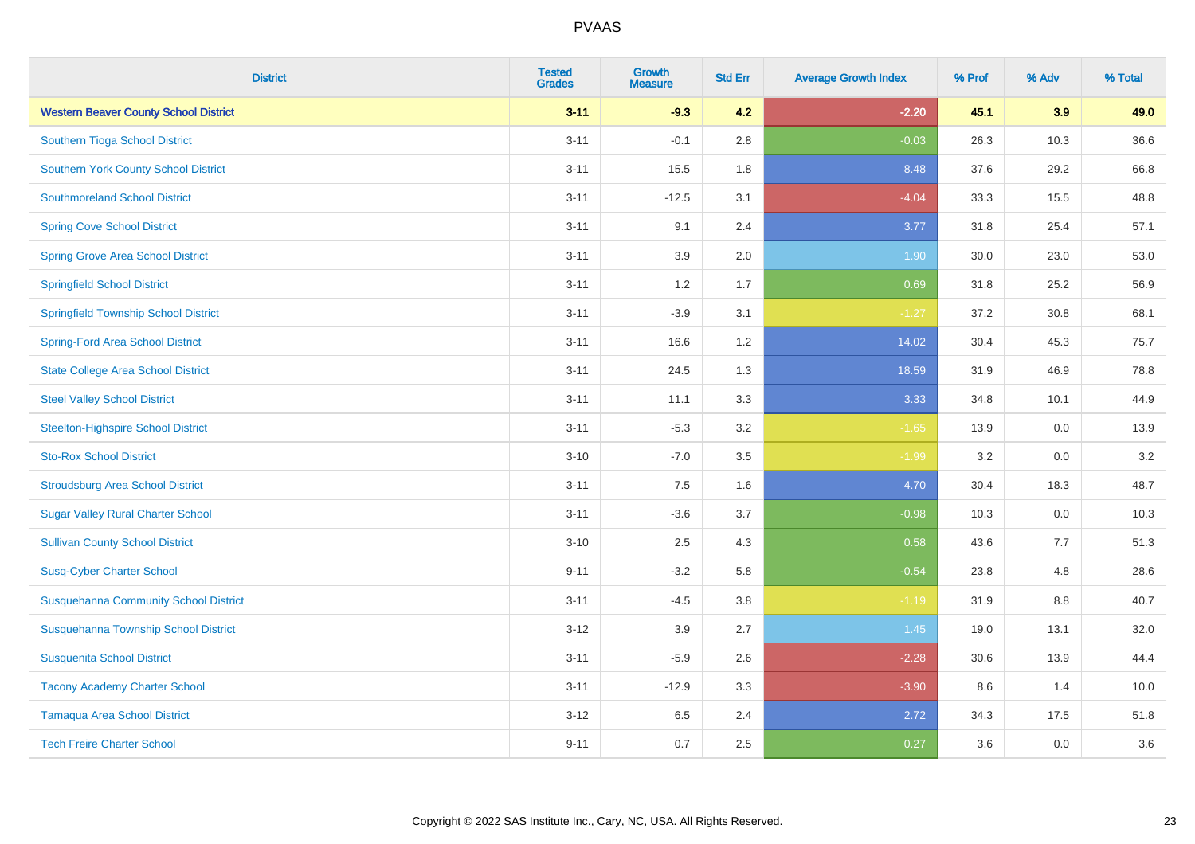# PVAAS

| District | Tested Grades | Growth Measure | Std Err | Average Growth Index | % Prof | % Adv | % Total |
|---|---|---|---|---|---|---|---|
| **Western Beaver County School District** | **3-11** | **-9.3** | **4.2** | **-2.20** | **45.1** | **3.9** | **49.0** |
| Southern Tioga School District | 3-11 | -0.1 | 2.8 | -0.03 | 26.3 | 10.3 | 36.6 |
| Southern York County School District | 3-11 | 15.5 | 1.8 | 8.48 | 37.6 | 29.2 | 66.8 |
| Southmoreland School District | 3-11 | -12.5 | 3.1 | -4.04 | 33.3 | 15.5 | 48.8 |
| Spring Cove School District | 3-11 | 9.1 | 2.4 | 3.77 | 31.8 | 25.4 | 57.1 |
| Spring Grove Area School District | 3-11 | 3.9 | 2.0 | 1.90 | 30.0 | 23.0 | 53.0 |
| Springfield School District | 3-11 | 1.2 | 1.7 | 0.69 | 31.8 | 25.2 | 56.9 |
| Springfield Township School District | 3-11 | -3.9 | 3.1 | -1.27 | 37.2 | 30.8 | 68.1 |
| Spring-Ford Area School District | 3-11 | 16.6 | 1.2 | 14.02 | 30.4 | 45.3 | 75.7 |
| State College Area School District | 3-11 | 24.5 | 1.3 | 18.59 | 31.9 | 46.9 | 78.8 |
| Steel Valley School District | 3-11 | 11.1 | 3.3 | 3.33 | 34.8 | 10.1 | 44.9 |
| Steelton-Highspire School District | 3-11 | -5.3 | 3.2 | -1.65 | 13.9 | 0.0 | 13.9 |
| Sto-Rox School District | 3-10 | -7.0 | 3.5 | -1.99 | 3.2 | 0.0 | 3.2 |
| Stroudsburg Area School District | 3-11 | 7.5 | 1.6 | 4.70 | 30.4 | 18.3 | 48.7 |
| Sugar Valley Rural Charter School | 3-11 | -3.6 | 3.7 | -0.98 | 10.3 | 0.0 | 10.3 |
| Sullivan County School District | 3-10 | 2.5 | 4.3 | 0.58 | 43.6 | 7.7 | 51.3 |
| Susq-Cyber Charter School | 9-11 | -3.2 | 5.8 | -0.54 | 23.8 | 4.8 | 28.6 |
| Susquehanna Community School District | 3-11 | -4.5 | 3.8 | -1.19 | 31.9 | 8.8 | 40.7 |
| Susquehanna Township School District | 3-12 | 3.9 | 2.7 | 1.45 | 19.0 | 13.1 | 32.0 |
| Susquenita School District | 3-11 | -5.9 | 2.6 | -2.28 | 30.6 | 13.9 | 44.4 |
| Tacony Academy Charter School | 3-11 | -12.9 | 3.3 | -3.90 | 8.6 | 1.4 | 10.0 |
| Tamaqua Area School District | 3-12 | 6.5 | 2.4 | 2.72 | 34.3 | 17.5 | 51.8 |
| Tech Freire Charter School | 9-11 | 0.7 | 2.5 | 0.27 | 3.6 | 0.0 | 3.6 |

Copyright © 2022 SAS Institute Inc., Cary, NC, USA. All Rights Reserved.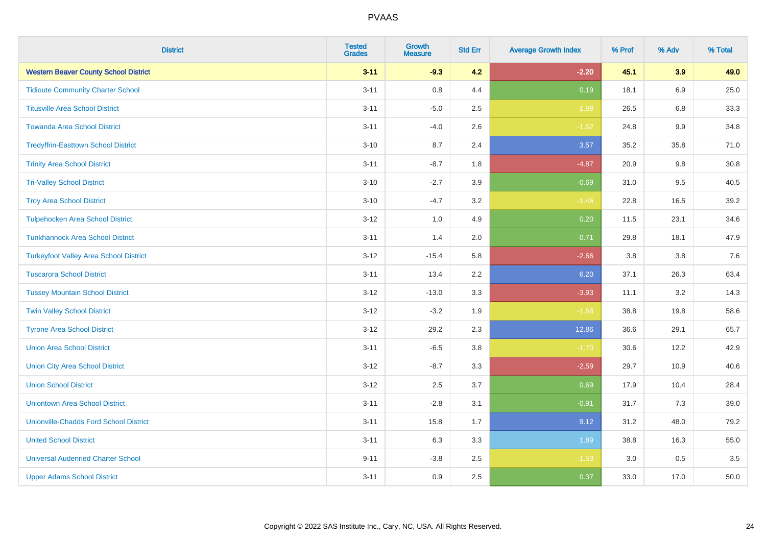| District | Tested Grades | Growth Measure | Std Err | Average Growth Index | % Prof | % Adv | % Total |
|---|---|---|---|---|---|---|---|
| **Western Beaver County School District** | **3-11** | **-9.3** | **4.2** | **-2.20** | **45.1** | **3.9** | **49.0** |
| Tidioute Community Charter School | 3-11 | 0.8 | 4.4 | 0.19 | 18.1 | 6.9 | 25.0 |
| Titusville Area School District | 3-11 | -5.0 | 2.5 | -1.98 | 26.5 | 6.8 | 33.3 |
| Towanda Area School District | 3-11 | -4.0 | 2.6 | -1.52 | 24.8 | 9.9 | 34.8 |
| Tredyffrin-Easttown School District | 3-10 | 8.7 | 2.4 | 3.57 | 35.2 | 35.8 | 71.0 |
| Trinity Area School District | 3-11 | -8.7 | 1.8 | -4.87 | 20.9 | 9.8 | 30.8 |
| Tri-Valley School District | 3-10 | -2.7 | 3.9 | -0.69 | 31.0 | 9.5 | 40.5 |
| Troy Area School District | 3-10 | -4.7 | 3.2 | -1.46 | 22.8 | 16.5 | 39.2 |
| Tulpehocken Area School District | 3-12 | 1.0 | 4.9 | 0.20 | 11.5 | 23.1 | 34.6 |
| Tunkhannock Area School District | 3-11 | 1.4 | 2.0 | 0.71 | 29.8 | 18.1 | 47.9 |
| Turkeyfoot Valley Area School District | 3-12 | -15.4 | 5.8 | -2.66 | 3.8 | 3.8 | 7.6 |
| Tuscarora School District | 3-11 | 13.4 | 2.2 | 6.20 | 37.1 | 26.3 | 63.4 |
| Tussey Mountain School District | 3-12 | -13.0 | 3.3 | -3.93 | 11.1 | 3.2 | 14.3 |
| Twin Valley School District | 3-12 | -3.2 | 1.9 | -1.68 | 38.8 | 19.8 | 58.6 |
| Tyrone Area School District | 3-12 | 29.2 | 2.3 | 12.86 | 36.6 | 29.1 | 65.7 |
| Union Area School District | 3-11 | -6.5 | 3.8 | -1.70 | 30.6 | 12.2 | 42.9 |
| Union City Area School District | 3-12 | -8.7 | 3.3 | -2.59 | 29.7 | 10.9 | 40.6 |
| Union School District | 3-12 | 2.5 | 3.7 | 0.69 | 17.9 | 10.4 | 28.4 |
| Uniontown Area School District | 3-11 | -2.8 | 3.1 | -0.91 | 31.7 | 7.3 | 39.0 |
| Unionville-Chadds Ford School District | 3-11 | 15.8 | 1.7 | 9.12 | 31.2 | 48.0 | 79.2 |
| United School District | 3-11 | 6.3 | 3.3 | 1.89 | 38.8 | 16.3 | 55.0 |
| Universal Audenried Charter School | 9-11 | -3.8 | 2.5 | -1.53 | 3.0 | 0.5 | 3.5 |
| Upper Adams School District | 3-11 | 0.9 | 2.5 | 0.37 | 33.0 | 17.0 | 50.0 |

Copyright © 2022 SAS Institute Inc., Cary, NC, USA. All Rights Reserved.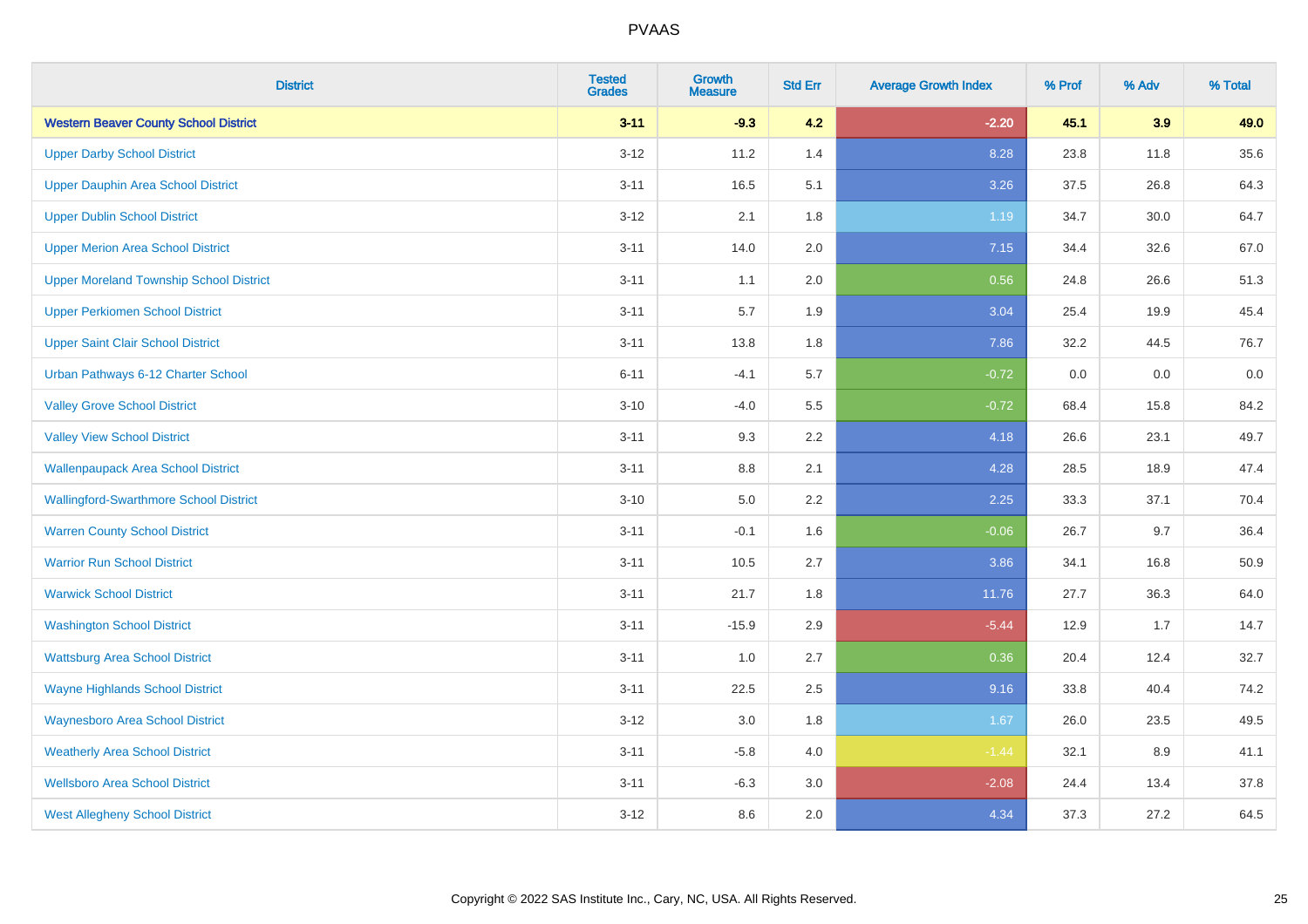# PVAAS

| District | Tested Grades | Growth Measure | Std Err | Average Growth Index | % Prof | % Adv | % Total |
|---|---|---|---|---|---|---|---|
| **Western Beaver County School District** | **3-11** | **-9.3** | **4.2** | **-2.20** | **45.1** | **3.9** | **49.0** |
| Upper Darby School District | 3-12 | 11.2 | 1.4 | 8.28 | 23.8 | 11.8 | 35.6 |
| Upper Dauphin Area School District | 3-11 | 16.5 | 5.1 | 3.26 | 37.5 | 26.8 | 64.3 |
| Upper Dublin School District | 3-12 | 2.1 | 1.8 | 1.19 | 34.7 | 30.0 | 64.7 |
| Upper Merion Area School District | 3-11 | 14.0 | 2.0 | 7.15 | 34.4 | 32.6 | 67.0 |
| Upper Moreland Township School District | 3-11 | 1.1 | 2.0 | 0.56 | 24.8 | 26.6 | 51.3 |
| Upper Perkiomen School District | 3-11 | 5.7 | 1.9 | 3.04 | 25.4 | 19.9 | 45.4 |
| Upper Saint Clair School District | 3-11 | 13.8 | 1.8 | 7.86 | 32.2 | 44.5 | 76.7 |
| Urban Pathways 6-12 Charter School | 6-11 | -4.1 | 5.7 | -0.72 | 0.0 | 0.0 | 0.0 |
| Valley Grove School District | 3-10 | -4.0 | 5.5 | -0.72 | 68.4 | 15.8 | 84.2 |
| Valley View School District | 3-11 | 9.3 | 2.2 | 4.18 | 26.6 | 23.1 | 49.7 |
| Wallenpaupack Area School District | 3-11 | 8.8 | 2.1 | 4.28 | 28.5 | 18.9 | 47.4 |
| Wallingford-Swarthmore School District | 3-10 | 5.0 | 2.2 | 2.25 | 33.3 | 37.1 | 70.4 |
| Warren County School District | 3-11 | -0.1 | 1.6 | -0.06 | 26.7 | 9.7 | 36.4 |
| Warrior Run School District | 3-11 | 10.5 | 2.7 | 3.86 | 34.1 | 16.8 | 50.9 |
| Warwick School District | 3-11 | 21.7 | 1.8 | 11.76 | 27.7 | 36.3 | 64.0 |
| Washington School District | 3-11 | -15.9 | 2.9 | -5.44 | 12.9 | 1.7 | 14.7 |
| Wattsburg Area School District | 3-11 | 1.0 | 2.7 | 0.36 | 20.4 | 12.4 | 32.7 |
| Wayne Highlands School District | 3-11 | 22.5 | 2.5 | 9.16 | 33.8 | 40.4 | 74.2 |
| Waynesboro Area School District | 3-12 | 3.0 | 1.8 | 1.67 | 26.0 | 23.5 | 49.5 |
| Weatherly Area School District | 3-11 | -5.8 | 4.0 | -1.44 | 32.1 | 8.9 | 41.1 |
| Wellsboro Area School District | 3-11 | -6.3 | 3.0 | -2.08 | 24.4 | 13.4 | 37.8 |
| West Allegheny School District | 3-12 | 8.6 | 2.0 | 4.34 | 37.3 | 27.2 | 64.5 |

Copyright © 2022 SAS Institute Inc., Cary, NC, USA. All Rights Reserved.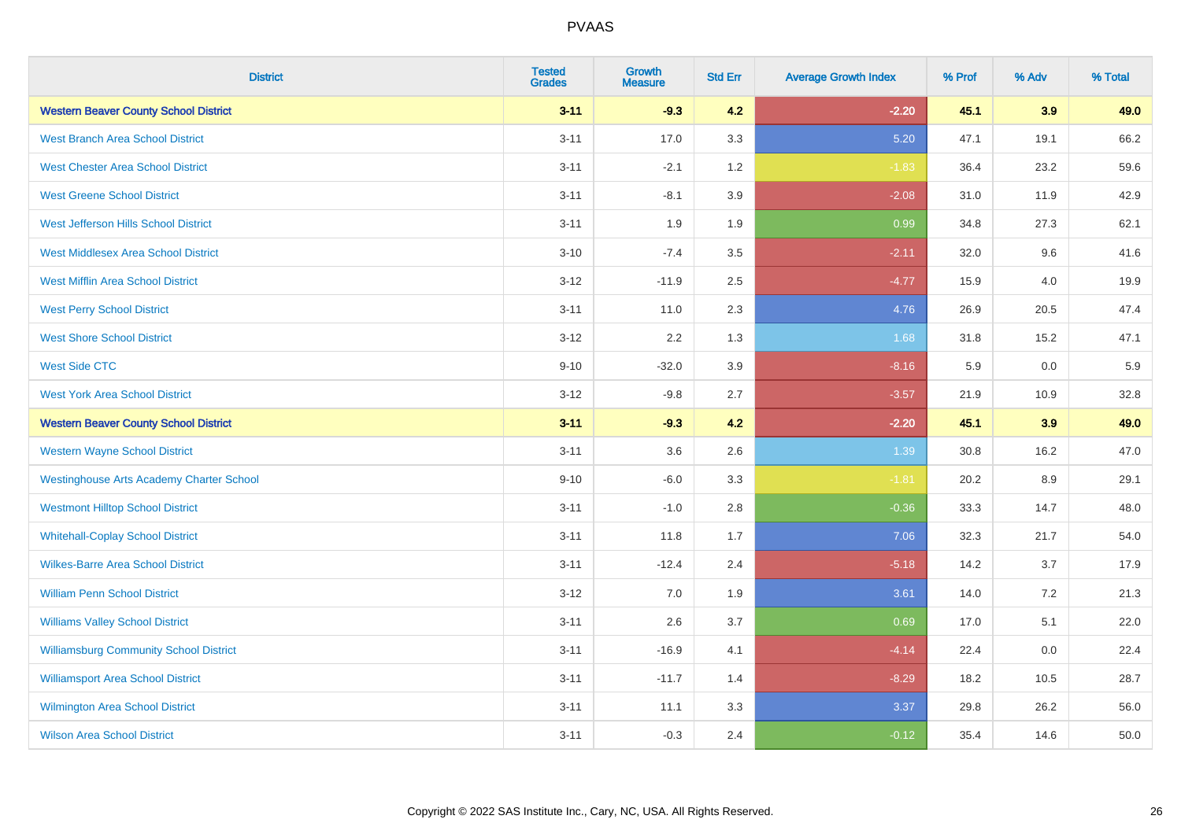| District | Tested Grades | Growth Measure | Std Err | Average Growth Index | % Prof | % Adv | % Total |
|---|---|---|---|---|---|---|---|
| **Western Beaver County School District** | **3-11** | **-9.3** | **4.2** | **-2.20** | **45.1** | **3.9** | **49.0** |
| West Branch Area School District | 3-11 | 17.0 | 3.3 | 5.20 | 47.1 | 19.1 | 66.2 |
| West Chester Area School District | 3-11 | -2.1 | 1.2 | -1.83 | 36.4 | 23.2 | 59.6 |
| West Greene School District | 3-11 | -8.1 | 3.9 | -2.08 | 31.0 | 11.9 | 42.9 |
| West Jefferson Hills School District | 3-11 | 1.9 | 1.9 | 0.99 | 34.8 | 27.3 | 62.1 |
| West Middlesex Area School District | 3-10 | -7.4 | 3.5 | -2.11 | 32.0 | 9.6 | 41.6 |
| West Mifflin Area School District | 3-12 | -11.9 | 2.5 | -4.77 | 15.9 | 4.0 | 19.9 |
| West Perry School District | 3-11 | 11.0 | 2.3 | 4.76 | 26.9 | 20.5 | 47.4 |
| West Shore School District | 3-12 | 2.2 | 1.3 | 1.68 | 31.8 | 15.2 | 47.1 |
| West Side CTC | 9-10 | -32.0 | 3.9 | -8.16 | 5.9 | 0.0 | 5.9 |
| West York Area School District | 3-12 | -9.8 | 2.7 | -3.57 | 21.9 | 10.9 | 32.8 |
| **Western Beaver County School District** | **3-11** | **-9.3** | **4.2** | **-2.20** | **45.1** | **3.9** | **49.0** |
| Western Wayne School District | 3-11 | 3.6 | 2.6 | 1.39 | 30.8 | 16.2 | 47.0 |
| Westinghouse Arts Academy Charter School | 9-10 | -6.0 | 3.3 | -1.81 | 20.2 | 8.9 | 29.1 |
| Westmont Hilltop School District | 3-11 | -1.0 | 2.8 | -0.36 | 33.3 | 14.7 | 48.0 |
| Whitehall-Coplay School District | 3-11 | 11.8 | 1.7 | 7.06 | 32.3 | 21.7 | 54.0 |
| Wilkes-Barre Area School District | 3-11 | -12.4 | 2.4 | -5.18 | 14.2 | 3.7 | 17.9 |
| William Penn School District | 3-12 | 7.0 | 1.9 | 3.61 | 14.0 | 7.2 | 21.3 |
| Williams Valley School District | 3-11 | 2.6 | 3.7 | 0.69 | 17.0 | 5.1 | 22.0 |
| Williamsburg Community School District | 3-11 | -16.9 | 4.1 | -4.14 | 22.4 | 0.0 | 22.4 |
| Williamsport Area School District | 3-11 | -11.7 | 1.4 | -8.29 | 18.2 | 10.5 | 28.7 |
| Wilmington Area School District | 3-11 | 11.1 | 3.3 | 3.37 | 29.8 | 26.2 | 56.0 |
| Wilson Area School District | 3-11 | -0.3 | 2.4 | -0.12 | 35.4 | 14.6 | 50.0 |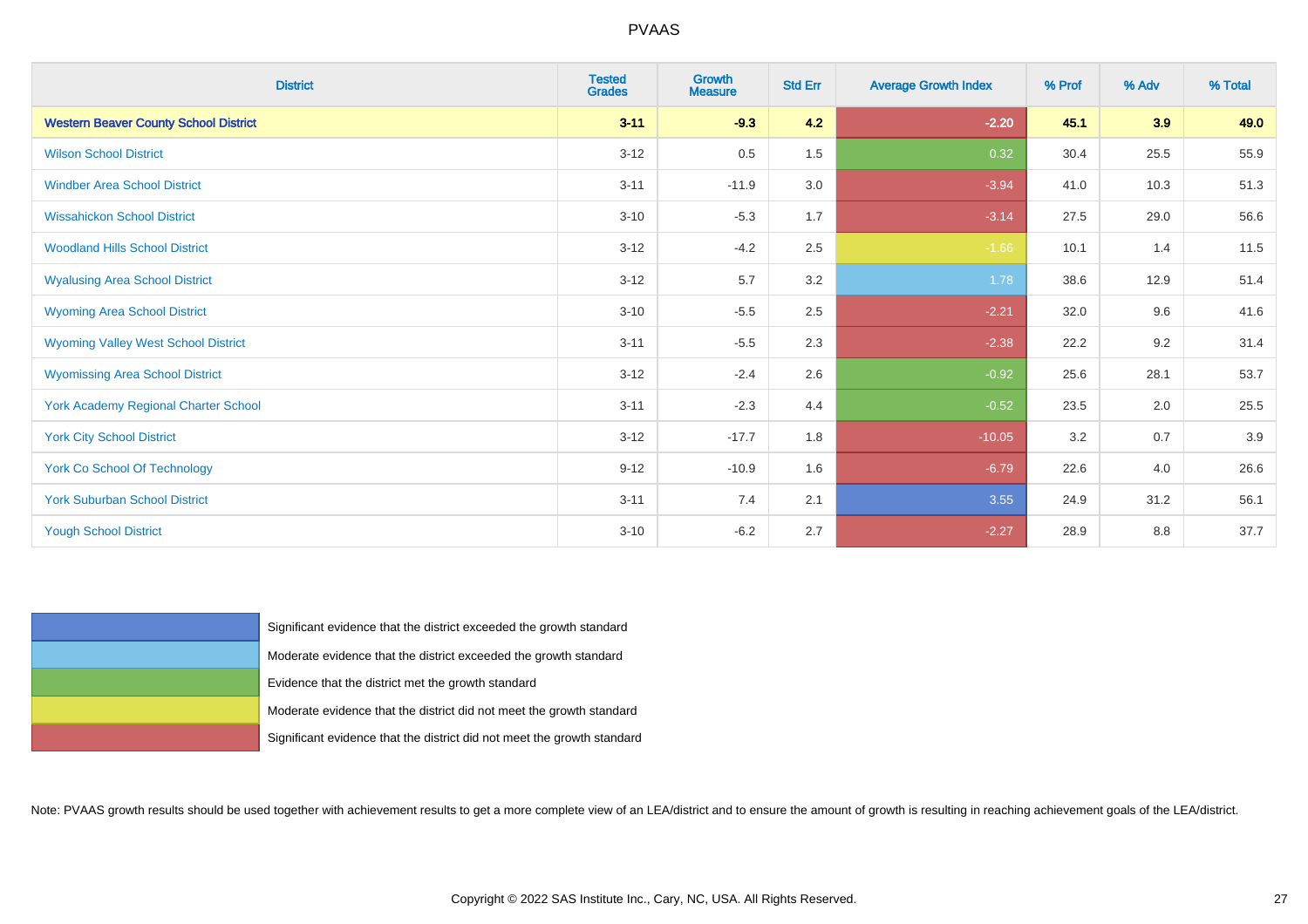PVAAS

| District | Tested Grades | Growth Measure | Std Err | Average Growth Index | % Prof | % Adv | % Total |
|---|---|---|---|---|---|---|---|
| **Western Beaver County School District** | **3-11** | **-9.3** | **4.2** | **-2.20** | **45.1** | **3.9** | **49.0** |
| Wilson School District | 3-12 | 0.5 | 1.5 | 0.32 | 30.4 | 25.5 | 55.9 |
| Windber Area School District | 3-11 | -11.9 | 3.0 | -3.94 | 41.0 | 10.3 | 51.3 |
| Wissahickon School District | 3-10 | -5.3 | 1.7 | -3.14 | 27.5 | 29.0 | 56.6 |
| Woodland Hills School District | 3-12 | -4.2 | 2.5 | -1.66 | 10.1 | 1.4 | 11.5 |
| Wyalusing Area School District | 3-12 | 5.7 | 3.2 | 1.78 | 38.6 | 12.9 | 51.4 |
| Wyoming Area School District | 3-10 | -5.5 | 2.5 | -2.21 | 32.0 | 9.6 | 41.6 |
| Wyoming Valley West School District | 3-11 | -5.5 | 2.3 | -2.38 | 22.2 | 9.2 | 31.4 |
| Wyomissing Area School District | 3-12 | -2.4 | 2.6 | -0.92 | 25.6 | 28.1 | 53.7 |
| York Academy Regional Charter School | 3-11 | -2.3 | 4.4 | -0.52 | 23.5 | 2.0 | 25.5 |
| York City School District | 3-12 | -17.7 | 1.8 | -10.05 | 3.2 | 0.7 | 3.9 |
| York Co School Of Technology | 9-12 | -10.9 | 1.6 | -6.79 | 22.6 | 4.0 | 26.6 |
| York Suburban School District | 3-11 | 7.4 | 2.1 | 3.55 | 24.9 | 31.2 | 56.1 |
| Yough School District | 3-10 | -6.2 | 2.7 | -2.27 | 28.9 | 8.8 | 37.7 |

Significant evidence that the district exceeded the growth standard

Moderate evidence that the district exceeded the growth standard

Evidence that the district met the growth standard

Moderate evidence that the district did not meet the growth standard

Significant evidence that the district did not meet the growth standard

Note: PVAAS growth results should be used together with achievement results to get a more complete view of an LEA/district and to ensure the amount of growth is resulting in reaching achievement goals of the LEA/district.

Copyright © 2022 SAS Institute Inc., Cary, NC, USA. All Rights Reserved.